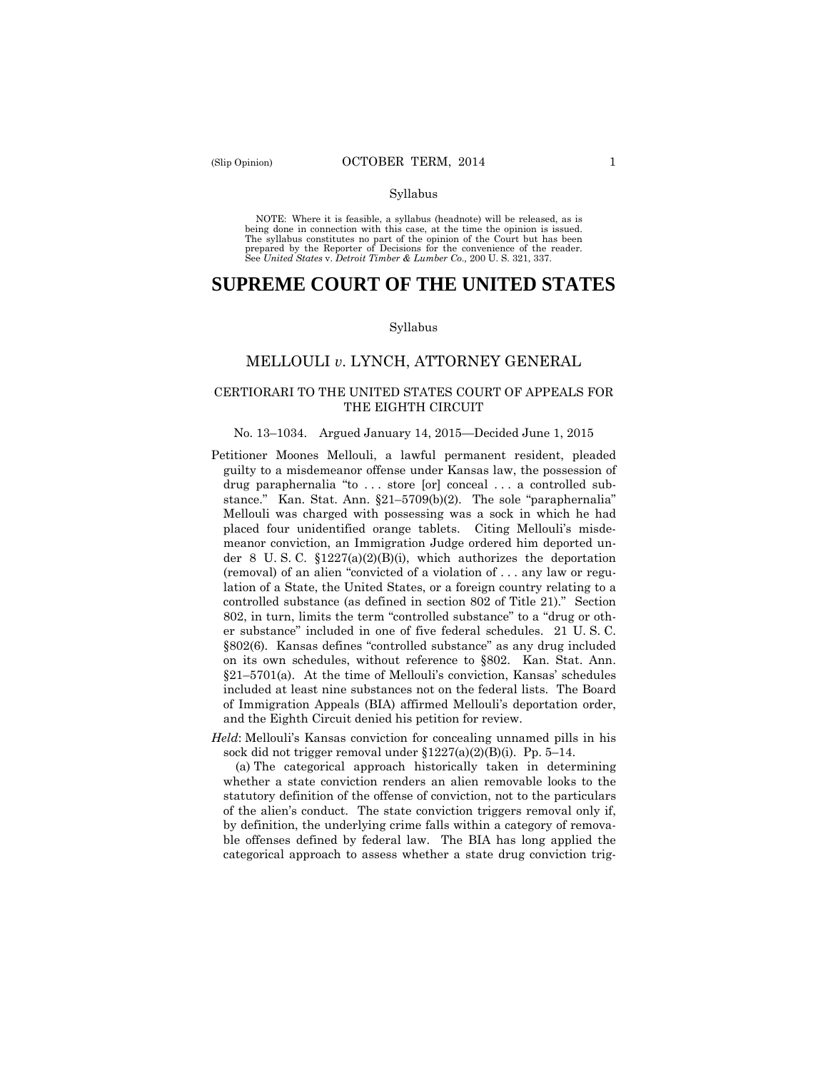Syllabus

NOTE: Where it is feasible, a syllabus (headnote) will be released, as is being done in connection with this case, at the time the opinion is issued. The syllabus constitutes no part of the opinion of the Court but has been prepared by the Reporter of Decisions for the convenience of the reader. See *United States* v. *Detroit Timber & Lumber Co.,* 200 U. S. 321, 337.

# SUPREME COURT OF THE UNITED STATES

Syllabus

## MELLOULI *v.* LYNCH, ATTORNEY GENERAL

### CERTIORARI TO THE UNITED STATES COURT OF APPEALS FOR THE EIGHTH CIRCUIT

No. 13–1034. Argued January 14, 2015—Decided June 1, 2015

Petitioner Moones Mellouli, a lawful permanent resident, pleaded guilty to a misdemeanor offense under Kansas law, the possession of drug paraphernalia "to . . . store [or] conceal . . . a controlled substance." Kan. Stat. Ann. §21–5709(b)(2). The sole "paraphernalia" Mellouli was charged with possessing was a sock in which he had placed four unidentified orange tablets. Citing Mellouli's misdemeanor conviction, an Immigration Judge ordered him deported under 8 U. S. C. §1227(a)(2)(B)(i), which authorizes the deportation (removal) of an alien "convicted of a violation of . . . any law or regulation of a State, the United States, or a foreign country relating to a controlled substance (as defined in section 802 of Title 21)." Section 802, in turn, limits the term "controlled substance" to a "drug or other substance" included in one of five federal schedules. 21 U. S. C. §802(6). Kansas defines "controlled substance" as any drug included on its own schedules, without reference to §802. Kan. Stat. Ann. §21–5701(a). At the time of Mellouli's conviction, Kansas' schedules included at least nine substances not on the federal lists. The Board of Immigration Appeals (BIA) affirmed Mellouli's deportation order, and the Eighth Circuit denied his petition for review.

*Held*: Mellouli's Kansas conviction for concealing unnamed pills in his sock did not trigger removal under §1227(a)(2)(B)(i). Pp. 5–14.

(a) The categorical approach historically taken in determining whether a state conviction renders an alien removable looks to the statutory definition of the offense of conviction, not to the particulars of the alien's conduct. The state conviction triggers removal only if, by definition, the underlying crime falls within a category of removable offenses defined by federal law. The BIA has long applied the categorical approach to assess whether a state drug conviction trig-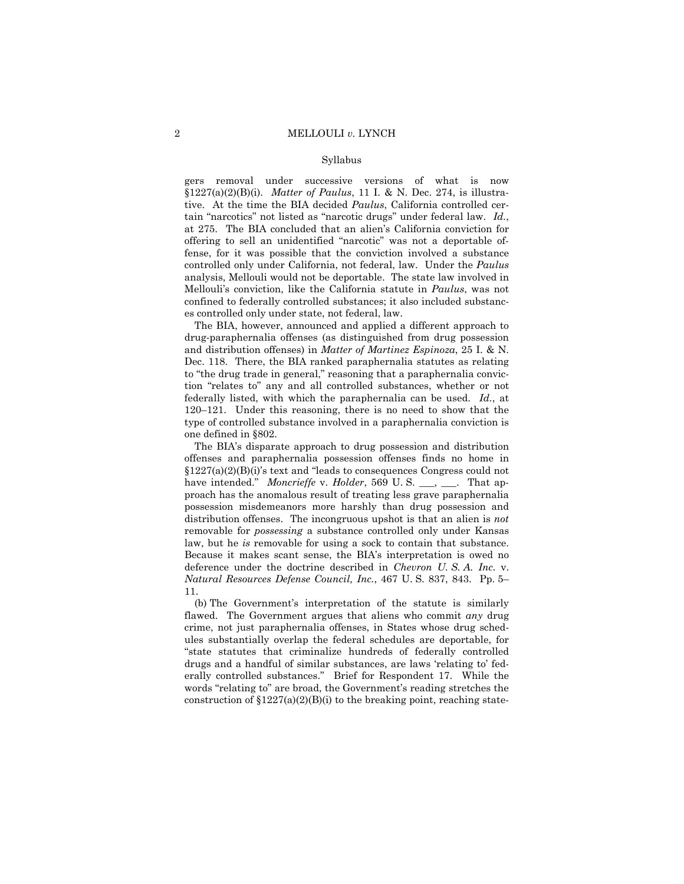Syllabus

gers removal under successive versions of what is now §1227(a)(2)(B)(i). *Matter of Paulus*, 11 I. & N. Dec. 274, is illustrative. At the time the BIA decided *Paulus*, California controlled certain "narcotics" not listed as "narcotic drugs" under federal law. *Id.*, at 275. The BIA concluded that an alien's California conviction for offering to sell an unidentified "narcotic" was not a deportable offense, for it was possible that the conviction involved a substance controlled only under California, not federal, law. Under the *Paulus* analysis, Mellouli would not be deportable. The state law involved in Mellouli's conviction, like the California statute in *Paulus*, was not confined to federally controlled substances; it also included substances controlled only under state, not federal, law.

The BIA, however, announced and applied a different approach to drug-paraphernalia offenses (as distinguished from drug possession and distribution offenses) in *Matter of Martinez Espinoza*, 25 I. & N. Dec. 118. There, the BIA ranked paraphernalia statutes as relating to "the drug trade in general," reasoning that a paraphernalia conviction "relates to" any and all controlled substances, whether or not federally listed, with which the paraphernalia can be used. *Id.*, at 120–121. Under this reasoning, there is no need to show that the type of controlled substance involved in a paraphernalia conviction is one defined in §802.

The BIA's disparate approach to drug possession and distribution offenses and paraphernalia possession offenses finds no home in §1227(a)(2)(B)(i)'s text and "leads to consequences Congress could not have intended." *Moncrieffe* v. *Holder*, 569 U. S. \_\_\_, \_\_\_. That approach has the anomalous result of treating less grave paraphernalia possession misdemeanors more harshly than drug possession and distribution offenses. The incongruous upshot is that an alien is *not* removable for *possessing* a substance controlled only under Kansas law, but he *is* removable for using a sock to contain that substance. Because it makes scant sense, the BIA's interpretation is owed no deference under the doctrine described in *Chevron U. S. A. Inc.* v. *Natural Resources Defense Council, Inc.*, 467 U. S. 837, 843. Pp. 5–11.

(b) The Government's interpretation of the statute is similarly flawed. The Government argues that aliens who commit *any* drug crime, not just paraphernalia offenses, in States whose drug schedules substantially overlap the federal schedules are deportable, for "state statutes that criminalize hundreds of federally controlled drugs and a handful of similar substances, are laws 'relating to' federally controlled substances." Brief for Respondent 17. While the words "relating to" are broad, the Government's reading stretches the construction of §1227(a)(2)(B)(i) to the breaking point, reaching state-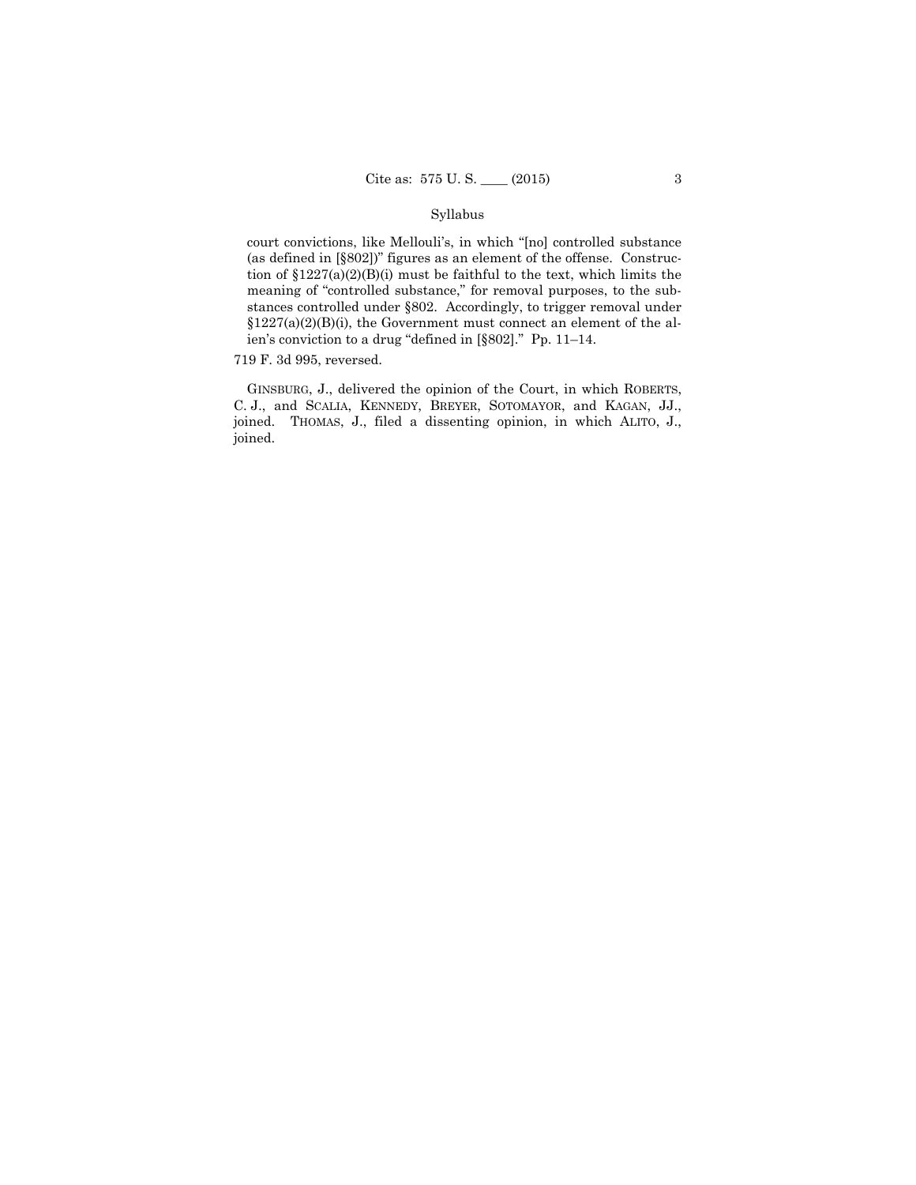court convictions, like Mellouli's, in which "[no] controlled substance (as defined in [§802])" figures as an element of the offense. Construction of §1227(a)(2)(B)(i) must be faithful to the text, which limits the meaning of "controlled substance," for removal purposes, to the substances controlled under §802. Accordingly, to trigger removal under §1227(a)(2)(B)(i), the Government must connect an element of the alien's conviction to a drug "defined in [§802]." Pp. 11–14.

719 F. 3d 995, reversed.

GINSBURG, J., delivered the opinion of the Court, in which ROBERTS, C. J., and SCALIA, KENNEDY, BREYER, SOTOMAYOR, and KAGAN, JJ., joined. THOMAS, J., filed a dissenting opinion, in which ALITO, J., joined.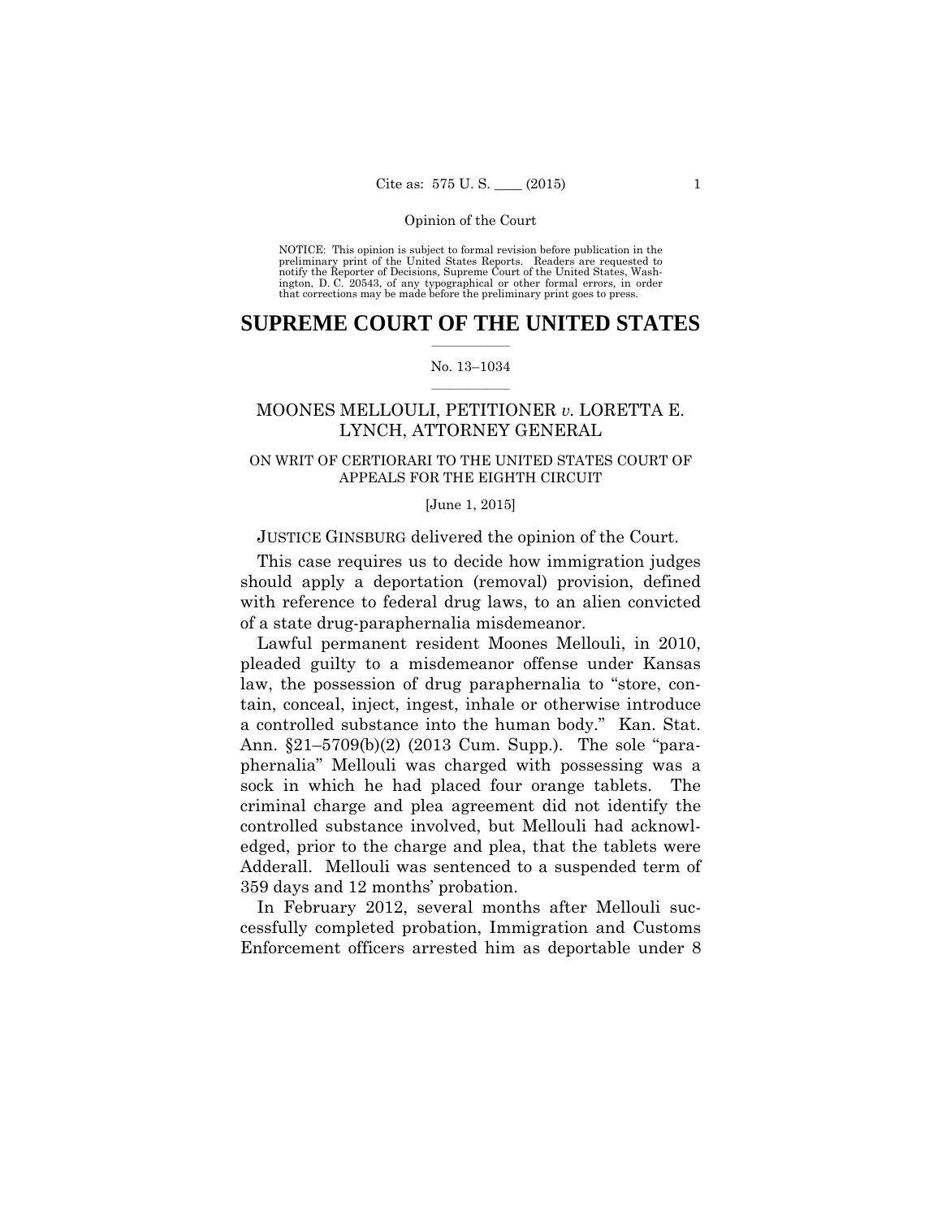NOTICE: This opinion is subject to formal revision before publication in the preliminary print of the United States Reports. Readers are requested to notify the Reporter of Decisions, Supreme Court of the United States, Washington, D. C. 20543, of any typographical or other formal errors, in order that corrections may be made before the preliminary print goes to press.

# SUPREME COURT OF THE UNITED STATES

No. 13–1034

## MOONES MELLOULI, PETITIONER *v.* LORETTA E. LYNCH, ATTORNEY GENERAL

ON WRIT OF CERTIORARI TO THE UNITED STATES COURT OF APPEALS FOR THE EIGHTH CIRCUIT

[June 1, 2015]

JUSTICE GINSBURG delivered the opinion of the Court.

This case requires us to decide how immigration judges should apply a deportation (removal) provision, defined with reference to federal drug laws, to an alien convicted of a state drug-paraphernalia misdemeanor.

Lawful permanent resident Moones Mellouli, in 2010, pleaded guilty to a misdemeanor offense under Kansas law, the possession of drug paraphernalia to "store, contain, conceal, inject, ingest, inhale or otherwise introduce a controlled substance into the human body." Kan. Stat. Ann. §21–5709(b)(2) (2013 Cum. Supp.). The sole "paraphernalia" Mellouli was charged with possessing was a sock in which he had placed four orange tablets. The criminal charge and plea agreement did not identify the controlled substance involved, but Mellouli had acknowledged, prior to the charge and plea, that the tablets were Adderall. Mellouli was sentenced to a suspended term of 359 days and 12 months' probation.

In February 2012, several months after Mellouli successfully completed probation, Immigration and Customs Enforcement officers arrested him as deportable under 8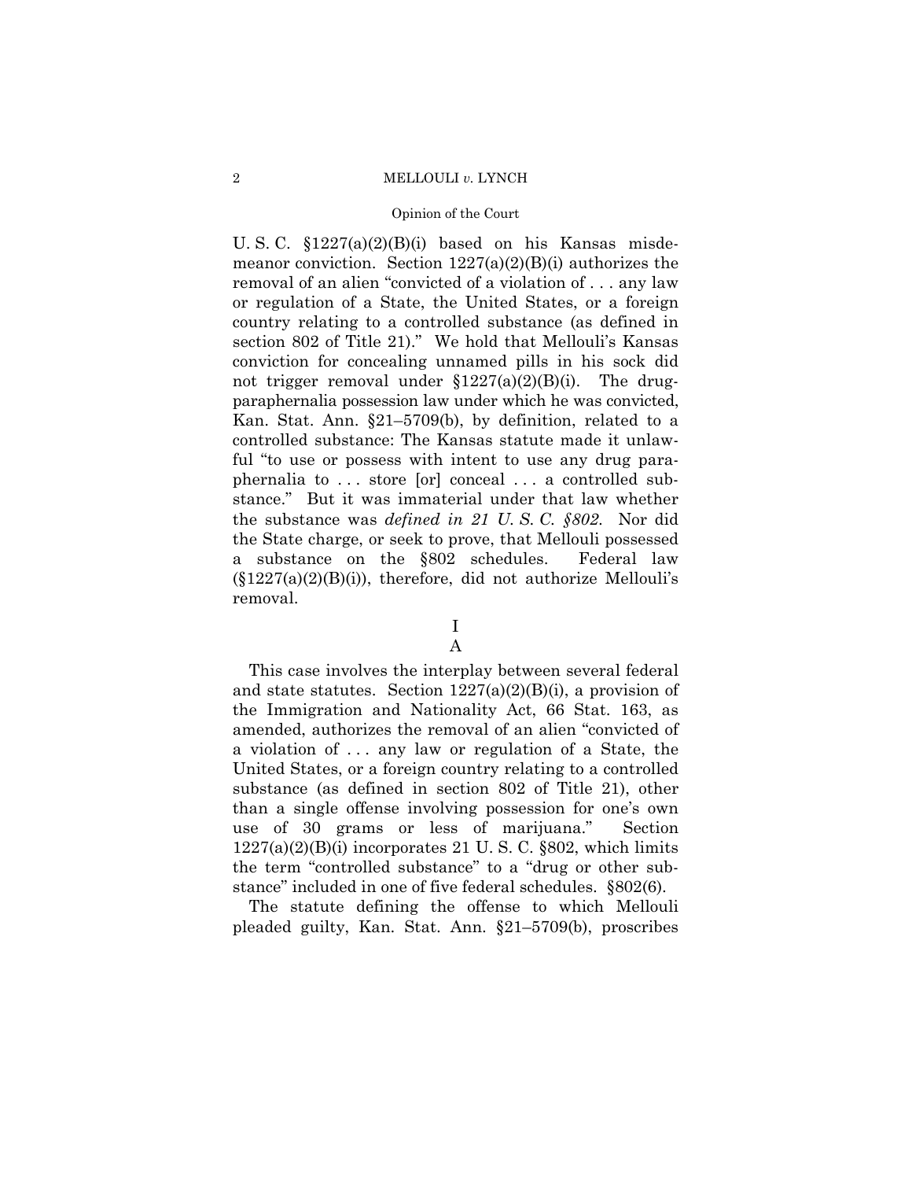U. S. C. §1227(a)(2)(B)(i) based on his Kansas misdemeanor conviction. Section 1227(a)(2)(B)(i) authorizes the removal of an alien "convicted of a violation of . . . any law or regulation of a State, the United States, or a foreign country relating to a controlled substance (as defined in section 802 of Title 21)." We hold that Mellouli's Kansas conviction for concealing unnamed pills in his sock did not trigger removal under §1227(a)(2)(B)(i). The drug-paraphernalia possession law under which he was convicted, Kan. Stat. Ann. §21–5709(b), by definition, related to a controlled substance: The Kansas statute made it unlawful "to use or possess with intent to use any drug paraphernalia to . . . store [or] conceal . . . a controlled substance." But it was immaterial under that law whether the substance was *defined in 21 U. S. C. §802.* Nor did the State charge, or seek to prove, that Mellouli possessed a substance on the §802 schedules. Federal law (§1227(a)(2)(B)(i)), therefore, did not authorize Mellouli's removal.

# I

## A

This case involves the interplay between several federal and state statutes. Section 1227(a)(2)(B)(i), a provision of the Immigration and Nationality Act, 66 Stat. 163, as amended, authorizes the removal of an alien "convicted of a violation of . . . any law or regulation of a State, the United States, or a foreign country relating to a controlled substance (as defined in section 802 of Title 21), other than a single offense involving possession for one's own use of 30 grams or less of marijuana." Section 1227(a)(2)(B)(i) incorporates 21 U. S. C. §802, which limits the term "controlled substance" to a "drug or other substance" included in one of five federal schedules. §802(6).

The statute defining the offense to which Mellouli pleaded guilty, Kan. Stat. Ann. §21–5709(b), proscribes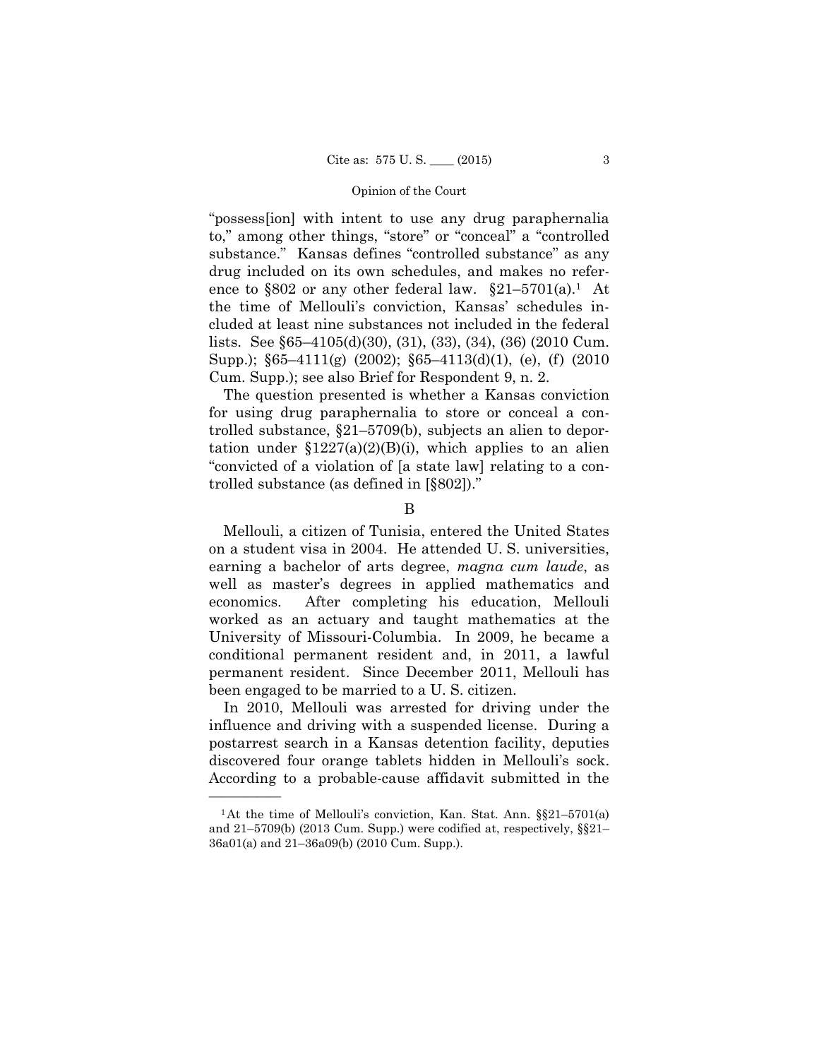"possess[ion] with intent to use any drug paraphernalia to," among other things, "store" or "conceal" a "controlled substance." Kansas defines "controlled substance" as any drug included on its own schedules, and makes no reference to §802 or any other federal law. §21–5701(a).[1] At the time of Mellouli's conviction, Kansas' schedules included at least nine substances not included in the federal lists. See §65–4105(d)(30), (31), (33), (34), (36) (2010 Cum. Supp.); §65–4111(g) (2002); §65–4113(d)(1), (e), (f) (2010 Cum. Supp.); see also Brief for Respondent 9, n. 2.

The question presented is whether a Kansas conviction for using drug paraphernalia to store or conceal a controlled substance, §21–5709(b), subjects an alien to deportation under §1227(a)(2)(B)(i), which applies to an alien "convicted of a violation of [a state law] relating to a controlled substance (as defined in [§802])."

B

Mellouli, a citizen of Tunisia, entered the United States on a student visa in 2004. He attended U. S. universities, earning a bachelor of arts degree, *magna cum laude*, as well as master's degrees in applied mathematics and economics. After completing his education, Mellouli worked as an actuary and taught mathematics at the University of Missouri-Columbia. In 2009, he became a conditional permanent resident and, in 2011, a lawful permanent resident. Since December 2011, Mellouli has been engaged to be married to a U. S. citizen.

In 2010, Mellouli was arrested for driving under the influence and driving with a suspended license. During a postarrest search in a Kansas detention facility, deputies discovered four orange tablets hidden in Mellouli's sock. According to a probable-cause affidavit submitted in the

---

[1] At the time of Mellouli's conviction, Kan. Stat. Ann. §§21–5701(a) and 21–5709(b) (2013 Cum. Supp.) were codified at, respectively, §§21–36a01(a) and 21–36a09(b) (2010 Cum. Supp.).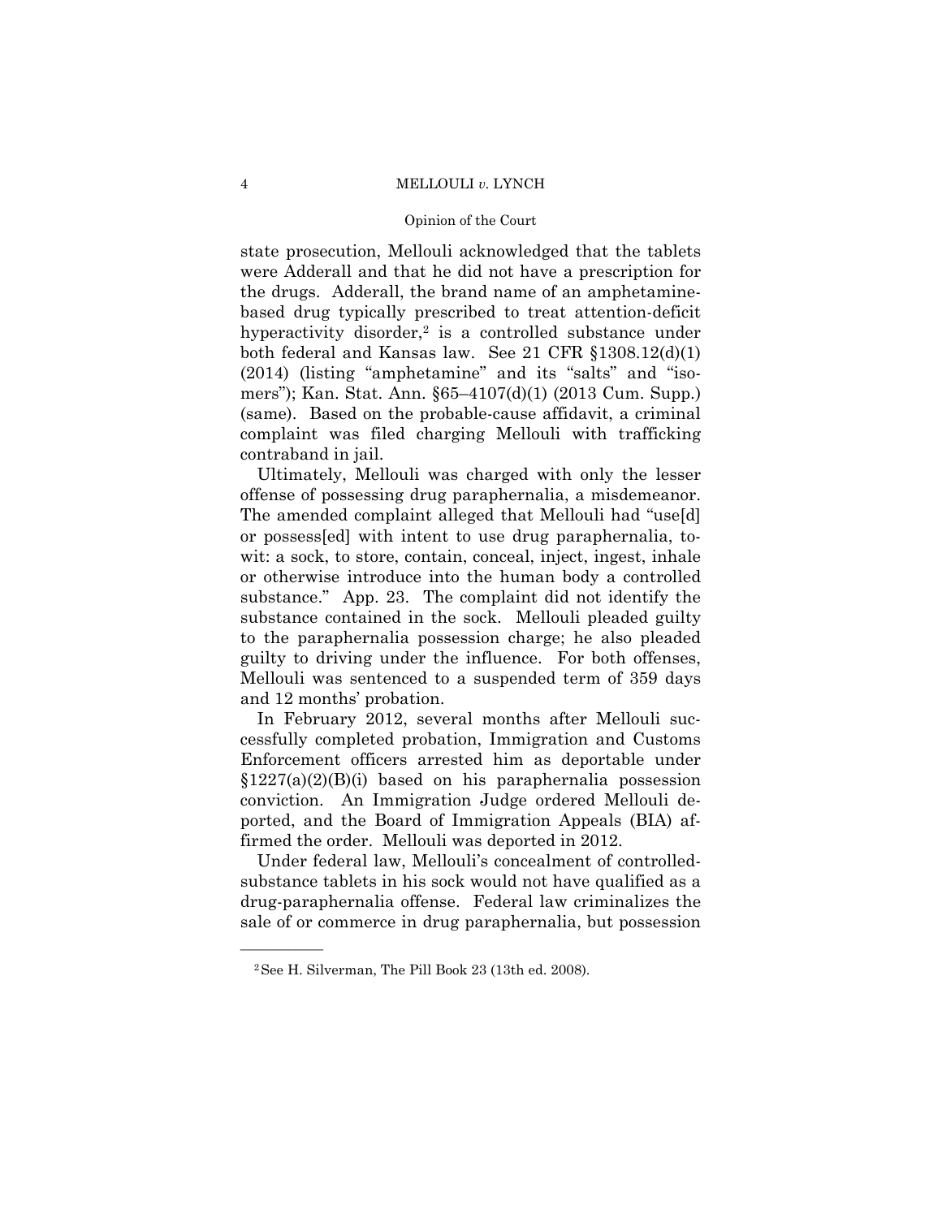state prosecution, Mellouli acknowledged that the tablets were Adderall and that he did not have a prescription for the drugs. Adderall, the brand name of an amphetamine-based drug typically prescribed to treat attention-deficit hyperactivity disorder,[2] is a controlled substance under both federal and Kansas law. See 21 CFR §1308.12(d)(1) (2014) (listing "amphetamine" and its "salts" and "isomers"); Kan. Stat. Ann. §65–4107(d)(1) (2013 Cum. Supp.) (same). Based on the probable-cause affidavit, a criminal complaint was filed charging Mellouli with trafficking contraband in jail.

Ultimately, Mellouli was charged with only the lesser offense of possessing drug paraphernalia, a misdemeanor. The amended complaint alleged that Mellouli had "use[d] or possess[ed] with intent to use drug paraphernalia, to-wit: a sock, to store, contain, conceal, inject, ingest, inhale or otherwise introduce into the human body a controlled substance." App. 23. The complaint did not identify the substance contained in the sock. Mellouli pleaded guilty to the paraphernalia possession charge; he also pleaded guilty to driving under the influence. For both offenses, Mellouli was sentenced to a suspended term of 359 days and 12 months' probation.

In February 2012, several months after Mellouli successfully completed probation, Immigration and Customs Enforcement officers arrested him as deportable under §1227(a)(2)(B)(i) based on his paraphernalia possession conviction. An Immigration Judge ordered Mellouli deported, and the Board of Immigration Appeals (BIA) affirmed the order. Mellouli was deported in 2012.

Under federal law, Mellouli's concealment of controlled-substance tablets in his sock would not have qualified as a drug-paraphernalia offense. Federal law criminalizes the sale of or commerce in drug paraphernalia, but possession

---

[2] See H. Silverman, The Pill Book 23 (13th ed. 2008).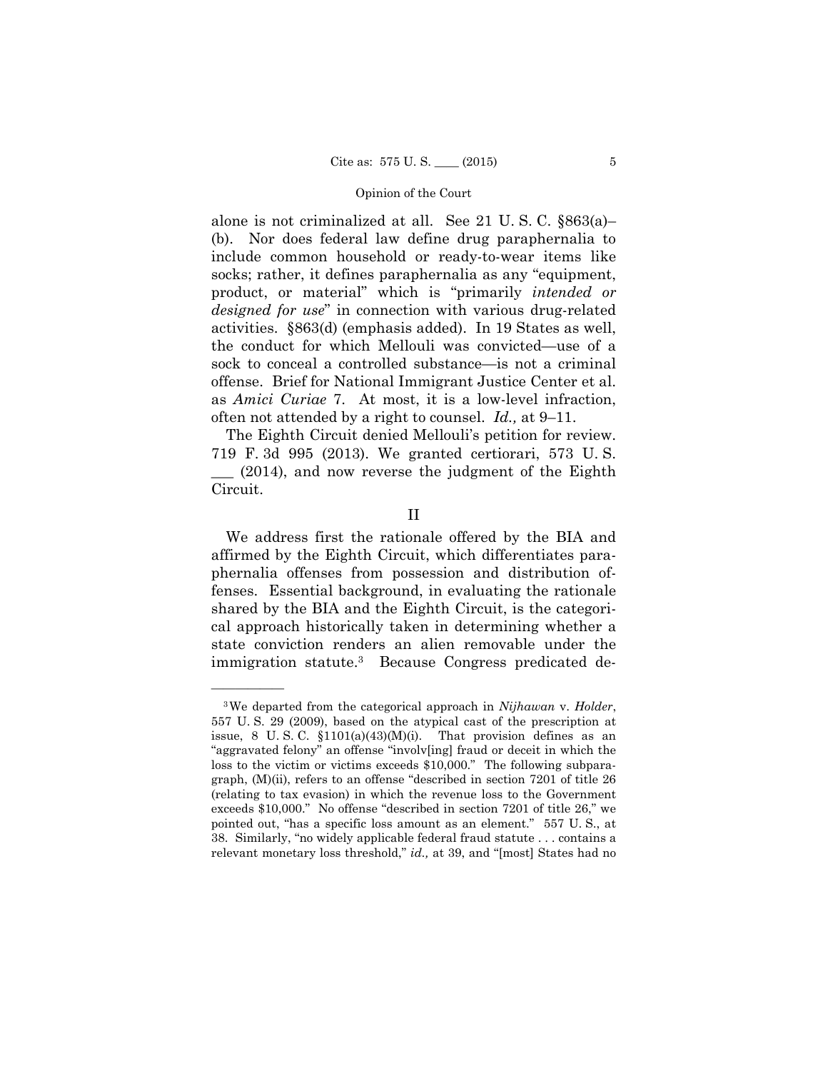alone is not criminalized at all. See 21 U. S. C. §863(a)–(b). Nor does federal law define drug paraphernalia to include common household or ready-to-wear items like socks; rather, it defines paraphernalia as any "equipment, product, or material" which is "primarily *intended or designed for use*" in connection with various drug-related activities. §863(d) (emphasis added). In 19 States as well, the conduct for which Mellouli was convicted—use of a sock to conceal a controlled substance—is not a criminal offense. Brief for National Immigrant Justice Center et al. as *Amici Curiae* 7. At most, it is a low-level infraction, often not attended by a right to counsel. *Id.,* at 9–11.

The Eighth Circuit denied Mellouli's petition for review. 719 F. 3d 995 (2013). We granted certiorari, 573 U. S. ___ (2014), and now reverse the judgment of the Eighth Circuit.

## II

We address first the rationale offered by the BIA and affirmed by the Eighth Circuit, which differentiates paraphernalia offenses from possession and distribution offenses. Essential background, in evaluating the rationale shared by the BIA and the Eighth Circuit, is the categorical approach historically taken in determining whether a state conviction renders an alien removable under the immigration statute.[3] Because Congress predicated de-

---

[3] We departed from the categorical approach in *Nijhawan* v. *Holder*, 557 U. S. 29 (2009), based on the atypical cast of the prescription at issue, 8 U. S. C. §1101(a)(43)(M)(i). That provision defines as an "aggravated felony" an offense "involv[ing] fraud or deceit in which the loss to the victim or victims exceeds $10,000." The following subparagraph, (M)(ii), refers to an offense "described in section 7201 of title 26 (relating to tax evasion) in which the revenue loss to the Government exceeds $10,000." No offense "described in section 7201 of title 26," we pointed out, "has a specific loss amount as an element." 557 U. S., at 38. Similarly, "no widely applicable federal fraud statute . . . contains a relevant monetary loss threshold," *id.,* at 39, and "[most] States had no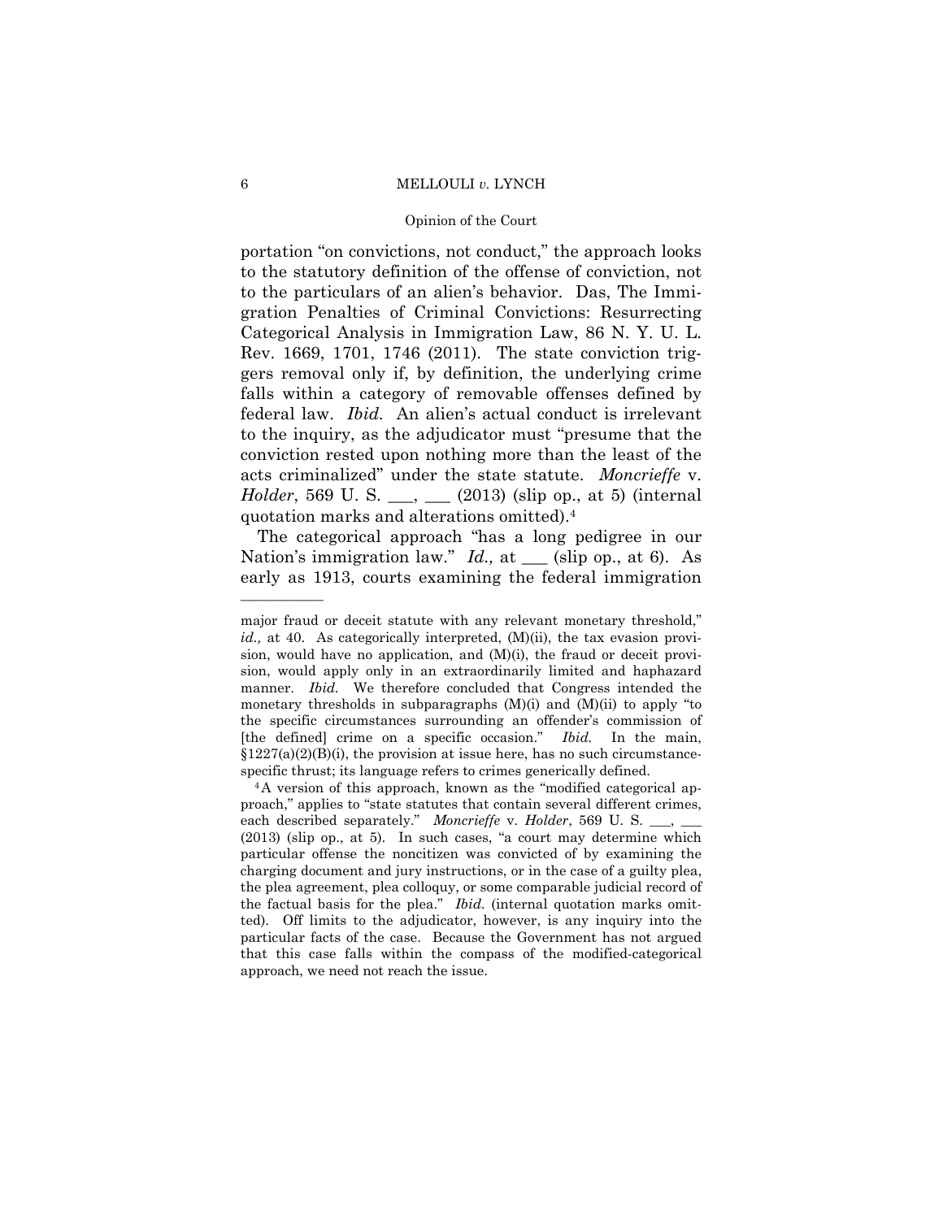portation "on convictions, not conduct," the approach looks to the statutory definition of the offense of conviction, not to the particulars of an alien's behavior. Das, The Immigration Penalties of Criminal Convictions: Resurrecting Categorical Analysis in Immigration Law, 86 N. Y. U. L. Rev. 1669, 1701, 1746 (2011). The state conviction triggers removal only if, by definition, the underlying crime falls within a category of removable offenses defined by federal law. *Ibid.* An alien's actual conduct is irrelevant to the inquiry, as the adjudicator must "presume that the conviction rested upon nothing more than the least of the acts criminalized" under the state statute. *Moncrieffe* v. *Holder*, 569 U. S. ___, ___ (2013) (slip op., at 5) (internal quotation marks and alterations omitted).[4]

The categorical approach "has a long pedigree in our Nation's immigration law." *Id.,* at ___ (slip op., at 6). As early as 1913, courts examining the federal immigration

---

major fraud or deceit statute with any relevant monetary threshold," *id.,* at 40. As categorically interpreted, (M)(ii), the tax evasion provision, would have no application, and (M)(i), the fraud or deceit provision, would apply only in an extraordinarily limited and haphazard manner. *Ibid.* We therefore concluded that Congress intended the monetary thresholds in subparagraphs (M)(i) and (M)(ii) to apply "to the specific circumstances surrounding an offender's commission of [the defined] crime on a specific occasion." *Ibid.* In the main, §1227(a)(2)(B)(i), the provision at issue here, has no such circumstance-specific thrust; its language refers to crimes generically defined.

[4] A version of this approach, known as the "modified categorical approach," applies to "state statutes that contain several different crimes, each described separately." *Moncrieffe* v. *Holder*, 569 U. S. ___, ___ (2013) (slip op., at 5). In such cases, "a court may determine which particular offense the noncitizen was convicted of by examining the charging document and jury instructions, or in the case of a guilty plea, the plea agreement, plea colloquy, or some comparable judicial record of the factual basis for the plea." *Ibid.* (internal quotation marks omitted). Off limits to the adjudicator, however, is any inquiry into the particular facts of the case. Because the Government has not argued that this case falls within the compass of the modified-categorical approach, we need not reach the issue.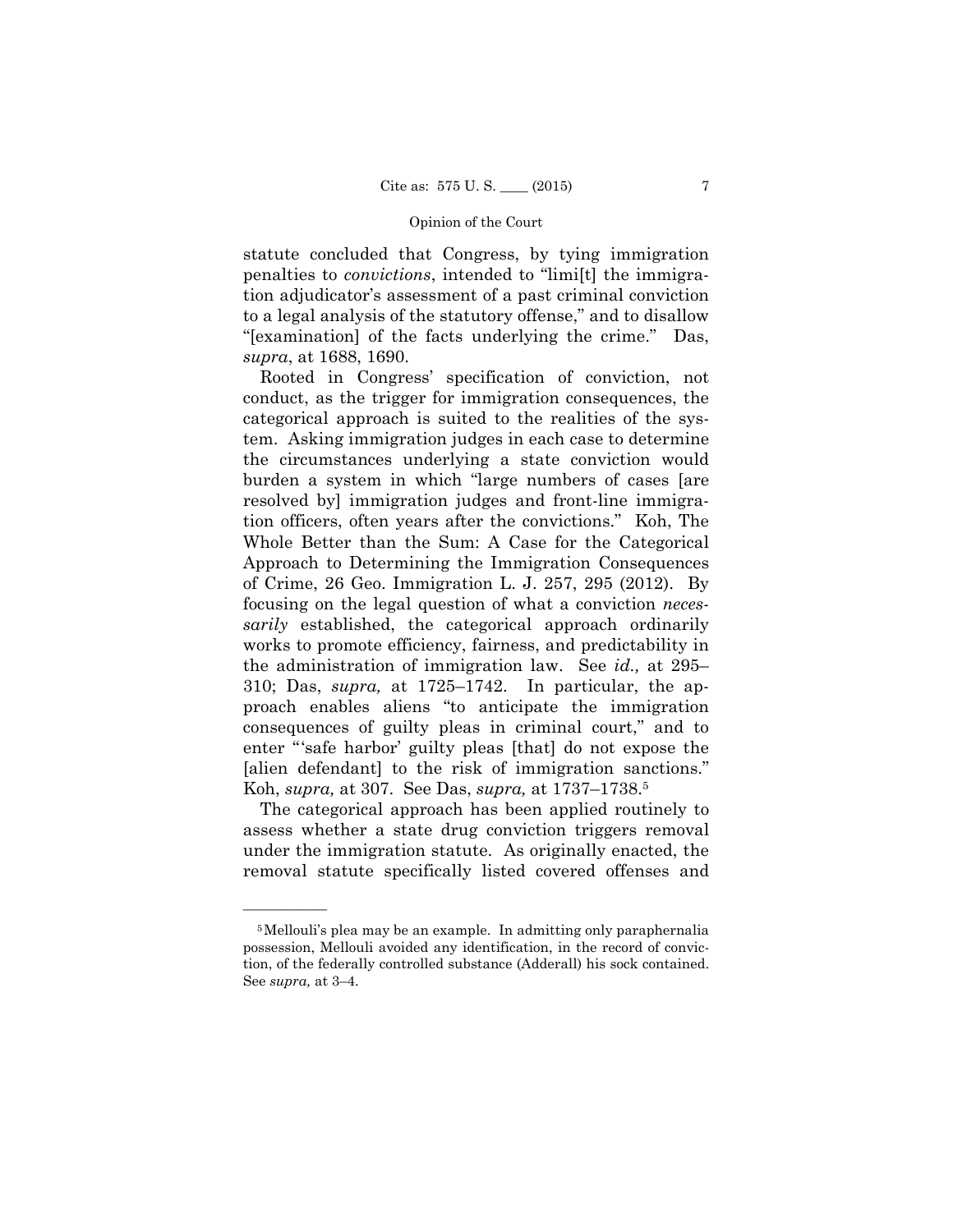statute concluded that Congress, by tying immigration penalties to *convictions*, intended to "limi[t] the immigration adjudicator's assessment of a past criminal conviction to a legal analysis of the statutory offense," and to disallow "[examination] of the facts underlying the crime." Das, *supra*, at 1688, 1690.

Rooted in Congress' specification of conviction, not conduct, as the trigger for immigration consequences, the categorical approach is suited to the realities of the system. Asking immigration judges in each case to determine the circumstances underlying a state conviction would burden a system in which "large numbers of cases [are resolved by] immigration judges and front-line immigration officers, often years after the convictions." Koh, The Whole Better than the Sum: A Case for the Categorical Approach to Determining the Immigration Consequences of Crime, 26 Geo. Immigration L. J. 257, 295 (2012). By focusing on the legal question of what a conviction *necessarily* established, the categorical approach ordinarily works to promote efficiency, fairness, and predictability in the administration of immigration law. See *id.,* at 295–310; Das, *supra,* at 1725–1742. In particular, the approach enables aliens "to anticipate the immigration consequences of guilty pleas in criminal court," and to enter "'safe harbor' guilty pleas [that] do not expose the [alien defendant] to the risk of immigration sanctions." Koh, *supra,* at 307. See Das, *supra,* at 1737–1738.[5]

The categorical approach has been applied routinely to assess whether a state drug conviction triggers removal under the immigration statute. As originally enacted, the removal statute specifically listed covered offenses and

---

[5] Mellouli's plea may be an example. In admitting only paraphernalia possession, Mellouli avoided any identification, in the record of conviction, of the federally controlled substance (Adderall) his sock contained. See *supra,* at 3–4.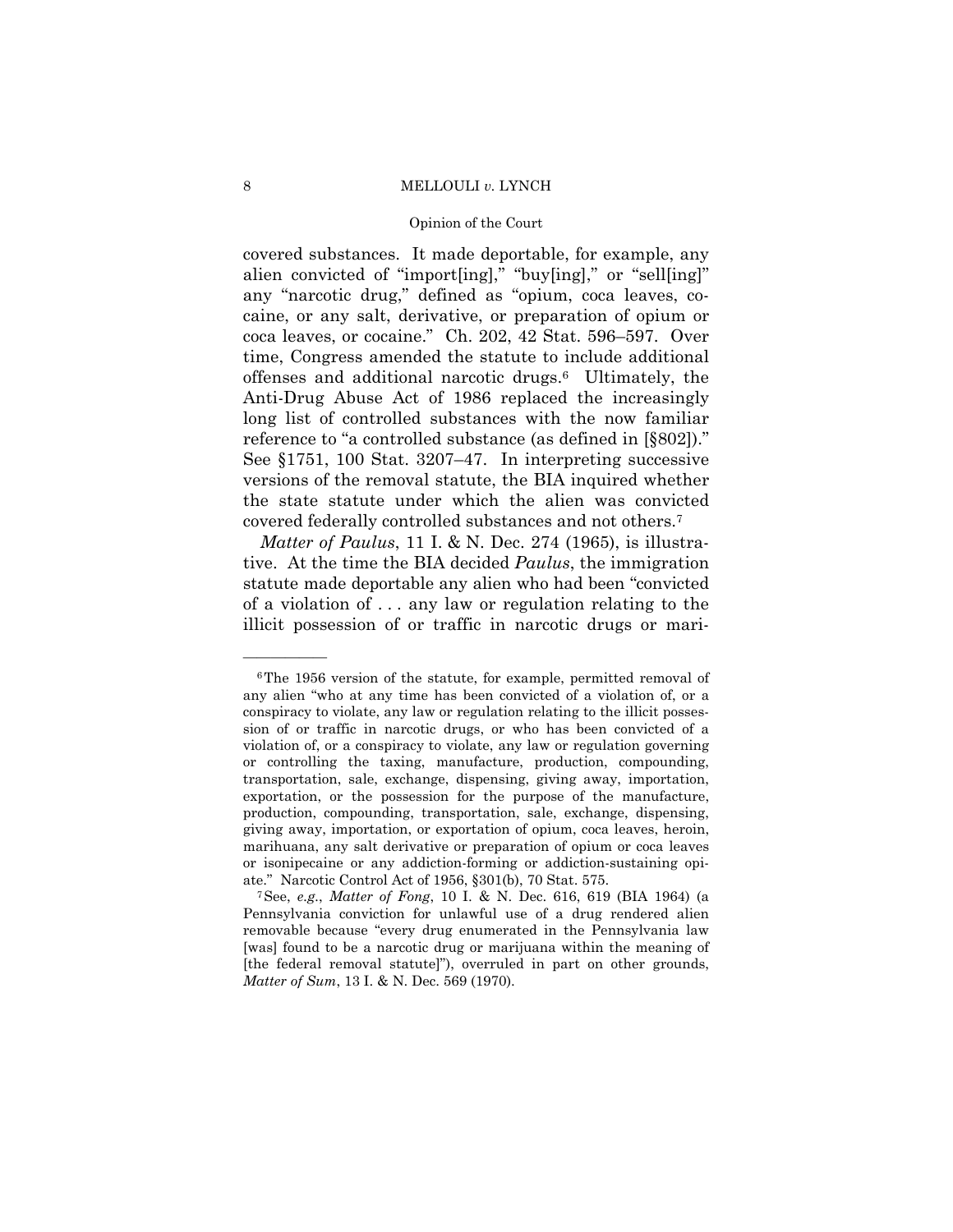covered substances. It made deportable, for example, any alien convicted of "import[ing]," "buy[ing]," or "sell[ing]" any "narcotic drug," defined as "opium, coca leaves, cocaine, or any salt, derivative, or preparation of opium or coca leaves, or cocaine." Ch. 202, 42 Stat. 596–597. Over time, Congress amended the statute to include additional offenses and additional narcotic drugs.[6] Ultimately, the Anti-Drug Abuse Act of 1986 replaced the increasingly long list of controlled substances with the now familiar reference to "a controlled substance (as defined in [§802])." See §1751, 100 Stat. 3207–47. In interpreting successive versions of the removal statute, the BIA inquired whether the state statute under which the alien was convicted covered federally controlled substances and not others.[7]

*Matter of Paulus*, 11 I. & N. Dec. 274 (1965), is illustrative. At the time the BIA decided *Paulus*, the immigration statute made deportable any alien who had been "convicted of a violation of . . . any law or regulation relating to the illicit possession of or traffic in narcotic drugs or mari-

---

[6] The 1956 version of the statute, for example, permitted removal of any alien "who at any time has been convicted of a violation of, or a conspiracy to violate, any law or regulation relating to the illicit possession of or traffic in narcotic drugs, or who has been convicted of a violation of, or a conspiracy to violate, any law or regulation governing or controlling the taxing, manufacture, production, compounding, transportation, sale, exchange, dispensing, giving away, importation, exportation, or the possession for the purpose of the manufacture, production, compounding, transportation, sale, exchange, dispensing, giving away, importation, or exportation of opium, coca leaves, heroin, marihuana, any salt derivative or preparation of opium or coca leaves or isonipecaine or any addiction-forming or addiction-sustaining opiate." Narcotic Control Act of 1956, §301(b), 70 Stat. 575.

[7] See, *e.g.*, *Matter of Fong*, 10 I. & N. Dec. 616, 619 (BIA 1964) (a Pennsylvania conviction for unlawful use of a drug rendered alien removable because "every drug enumerated in the Pennsylvania law [was] found to be a narcotic drug or marijuana within the meaning of [the federal removal statute]"), overruled in part on other grounds, *Matter of Sum*, 13 I. & N. Dec. 569 (1970).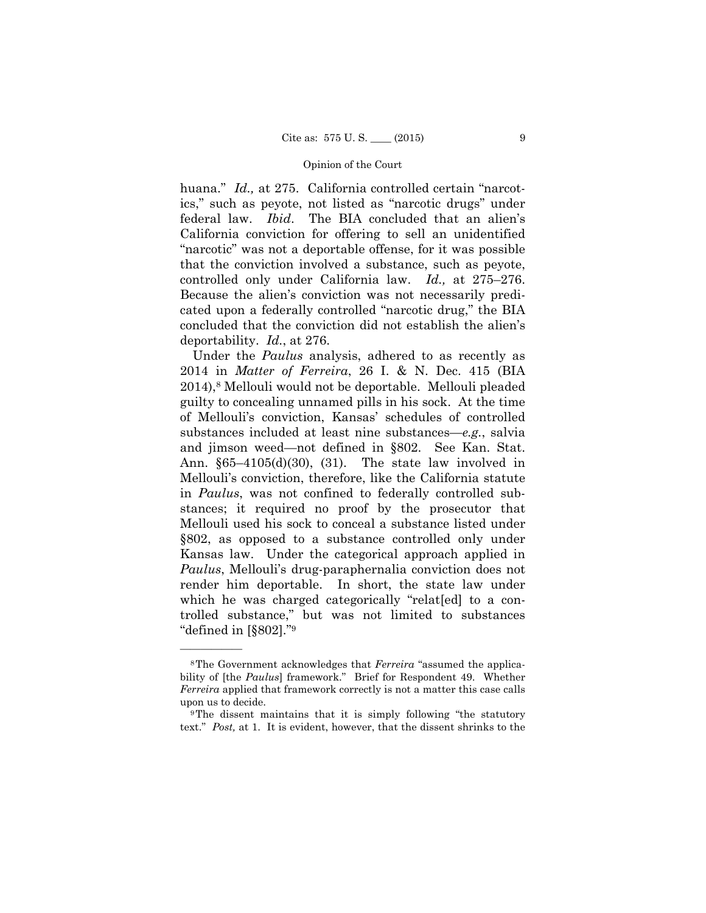huana." *Id.,* at 275. California controlled certain "narcotics," such as peyote, not listed as "narcotic drugs" under federal law. *Ibid*. The BIA concluded that an alien's California conviction for offering to sell an unidentified "narcotic" was not a deportable offense, for it was possible that the conviction involved a substance, such as peyote, controlled only under California law. *Id.,* at 275–276. Because the alien's conviction was not necessarily predicated upon a federally controlled "narcotic drug," the BIA concluded that the conviction did not establish the alien's deportability. *Id.*, at 276.

Under the *Paulus* analysis, adhered to as recently as 2014 in *Matter of Ferreira*, 26 I. & N. Dec. 415 (BIA 2014),[8] Mellouli would not be deportable. Mellouli pleaded guilty to concealing unnamed pills in his sock. At the time of Mellouli's conviction, Kansas' schedules of controlled substances included at least nine substances—*e.g.*, salvia and jimson weed—not defined in §802. See Kan. Stat. Ann. §65–4105(d)(30), (31). The state law involved in Mellouli's conviction, therefore, like the California statute in *Paulus*, was not confined to federally controlled substances; it required no proof by the prosecutor that Mellouli used his sock to conceal a substance listed under §802, as opposed to a substance controlled only under Kansas law. Under the categorical approach applied in *Paulus*, Mellouli's drug-paraphernalia conviction does not render him deportable. In short, the state law under which he was charged categorically "relat[ed] to a controlled substance," but was not limited to substances "defined in [§802]."[9]

---

[8] The Government acknowledges that *Ferreira* "assumed the applicability of [the *Paulus*] framework." Brief for Respondent 49. Whether *Ferreira* applied that framework correctly is not a matter this case calls upon us to decide.

[9] The dissent maintains that it is simply following "the statutory text." *Post,* at 1. It is evident, however, that the dissent shrinks to the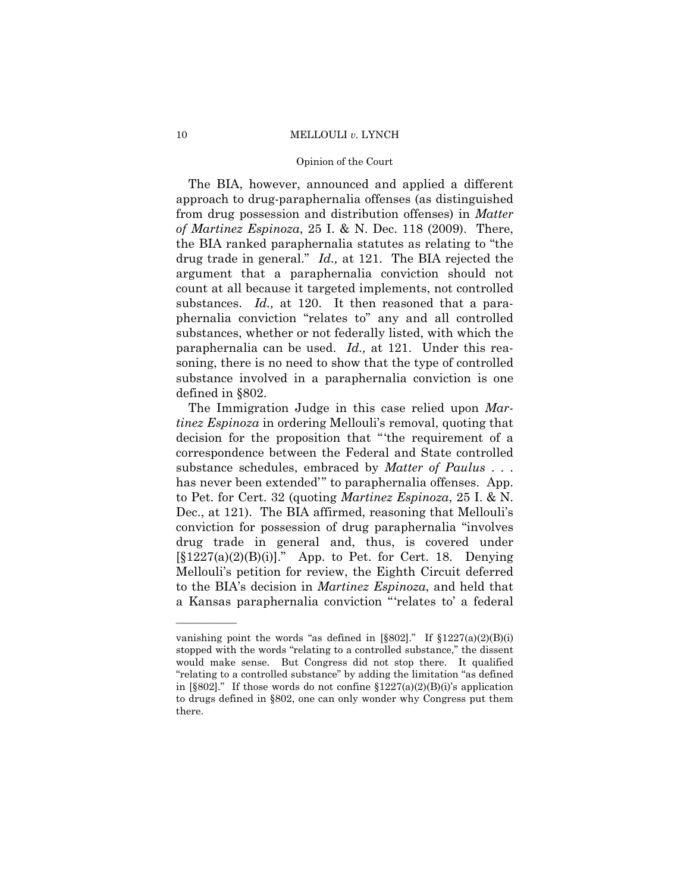The BIA, however, announced and applied a different approach to drug-paraphernalia offenses (as distinguished from drug possession and distribution offenses) in *Matter of Martinez Espinoza*, 25 I. & N. Dec. 118 (2009). There, the BIA ranked paraphernalia statutes as relating to "the drug trade in general." *Id.,* at 121. The BIA rejected the argument that a paraphernalia conviction should not count at all because it targeted implements, not controlled substances. *Id.,* at 120. It then reasoned that a paraphernalia conviction "relates to" any and all controlled substances, whether or not federally listed, with which the paraphernalia can be used. *Id.,* at 121. Under this reasoning, there is no need to show that the type of controlled substance involved in a paraphernalia conviction is one defined in §802.

The Immigration Judge in this case relied upon *Martinez Espinoza* in ordering Mellouli's removal, quoting that decision for the proposition that "'the requirement of a correspondence between the Federal and State controlled substance schedules, embraced by *Matter of Paulus* . . . has never been extended'" to paraphernalia offenses. App. to Pet. for Cert. 32 (quoting *Martinez Espinoza*, 25 I. & N. Dec., at 121). The BIA affirmed, reasoning that Mellouli's conviction for possession of drug paraphernalia "involves drug trade in general and, thus, is covered under [§1227(a)(2)(B)(i)]." App. to Pet. for Cert. 18. Denying Mellouli's petition for review, the Eighth Circuit deferred to the BIA's decision in *Martinez Espinoza*, and held that a Kansas paraphernalia conviction "'relates to' a federal

---

vanishing point the words "as defined in [§802]." If §1227(a)(2)(B)(i) stopped with the words "relating to a controlled substance," the dissent would make sense. But Congress did not stop there. It qualified "relating to a controlled substance" by adding the limitation "as defined in [§802]." If those words do not confine §1227(a)(2)(B)(i)'s application to drugs defined in §802, one can only wonder why Congress put them there.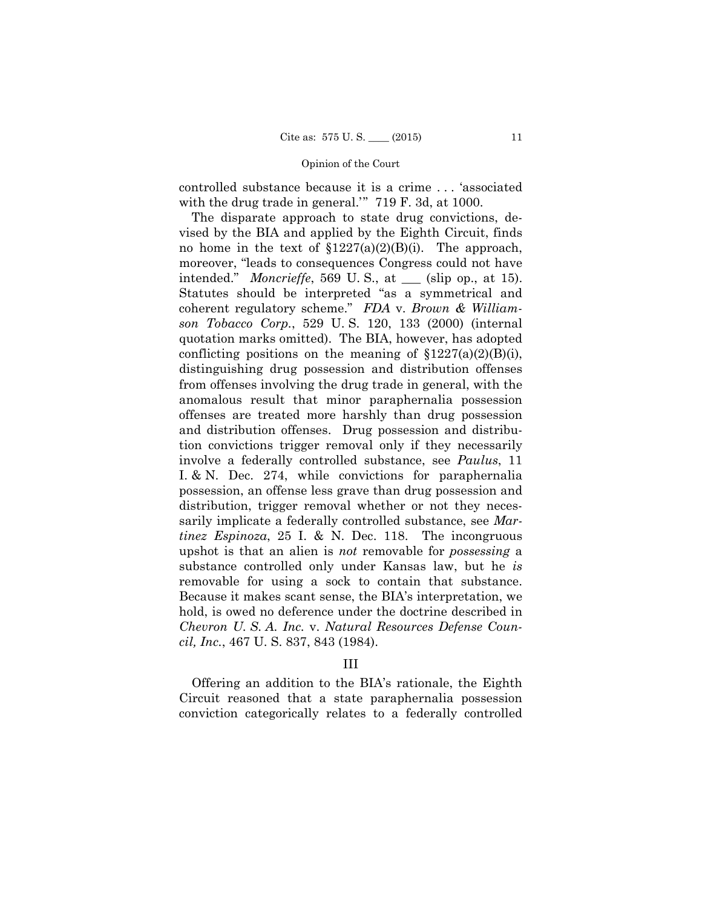controlled substance because it is a crime . . . 'associated with the drug trade in general.'" 719 F. 3d, at 1000.

The disparate approach to state drug convictions, devised by the BIA and applied by the Eighth Circuit, finds no home in the text of §1227(a)(2)(B)(i). The approach, moreover, "leads to consequences Congress could not have intended." *Moncrieffe*, 569 U. S., at ___ (slip op., at 15). Statutes should be interpreted "as a symmetrical and coherent regulatory scheme." *FDA* v. *Brown & Williamson Tobacco Corp.*, 529 U. S. 120, 133 (2000) (internal quotation marks omitted). The BIA, however, has adopted conflicting positions on the meaning of §1227(a)(2)(B)(i), distinguishing drug possession and distribution offenses from offenses involving the drug trade in general, with the anomalous result that minor paraphernalia possession offenses are treated more harshly than drug possession and distribution offenses. Drug possession and distribution convictions trigger removal only if they necessarily involve a federally controlled substance, see *Paulus*, 11 I. & N. Dec. 274, while convictions for paraphernalia possession, an offense less grave than drug possession and distribution, trigger removal whether or not they necessarily implicate a federally controlled substance, see *Martinez Espinoza*, 25 I. & N. Dec. 118. The incongruous upshot is that an alien is *not* removable for *possessing* a substance controlled only under Kansas law, but he *is* removable for using a sock to contain that substance. Because it makes scant sense, the BIA's interpretation, we hold, is owed no deference under the doctrine described in *Chevron U. S. A. Inc.* v. *Natural Resources Defense Council, Inc.*, 467 U. S. 837, 843 (1984).

## III

Offering an addition to the BIA's rationale, the Eighth Circuit reasoned that a state paraphernalia possession conviction categorically relates to a federally controlled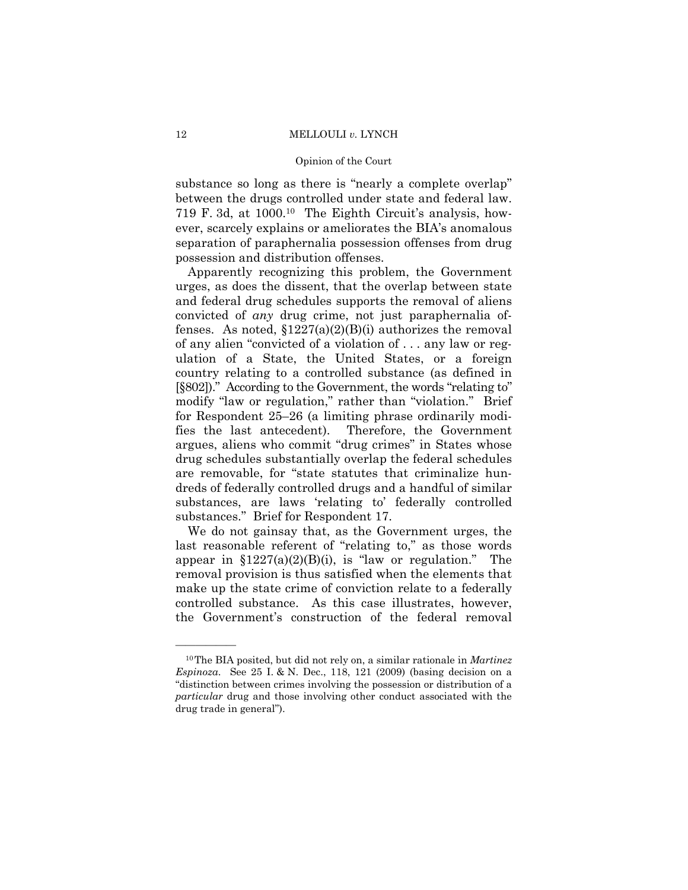substance so long as there is "nearly a complete overlap" between the drugs controlled under state and federal law. 719 F. 3d, at 1000.[10] The Eighth Circuit's analysis, however, scarcely explains or ameliorates the BIA's anomalous separation of paraphernalia possession offenses from drug possession and distribution offenses.

Apparently recognizing this problem, the Government urges, as does the dissent, that the overlap between state and federal drug schedules supports the removal of aliens convicted of *any* drug crime, not just paraphernalia offenses. As noted, §1227(a)(2)(B)(i) authorizes the removal of any alien "convicted of a violation of . . . any law or regulation of a State, the United States, or a foreign country relating to a controlled substance (as defined in [§802])." According to the Government, the words "relating to" modify "law or regulation," rather than "violation." Brief for Respondent 25–26 (a limiting phrase ordinarily modifies the last antecedent). Therefore, the Government argues, aliens who commit "drug crimes" in States whose drug schedules substantially overlap the federal schedules are removable, for "state statutes that criminalize hundreds of federally controlled drugs and a handful of similar substances, are laws 'relating to' federally controlled substances." Brief for Respondent 17.

We do not gainsay that, as the Government urges, the last reasonable referent of "relating to," as those words appear in §1227(a)(2)(B)(i), is "law or regulation." The removal provision is thus satisfied when the elements that make up the state crime of conviction relate to a federally controlled substance. As this case illustrates, however, the Government's construction of the federal removal

---

[10] The BIA posited, but did not rely on, a similar rationale in *Martinez Espinoza*. See 25 I. & N. Dec., 118, 121 (2009) (basing decision on a "distinction between crimes involving the possession or distribution of a *particular* drug and those involving other conduct associated with the drug trade in general").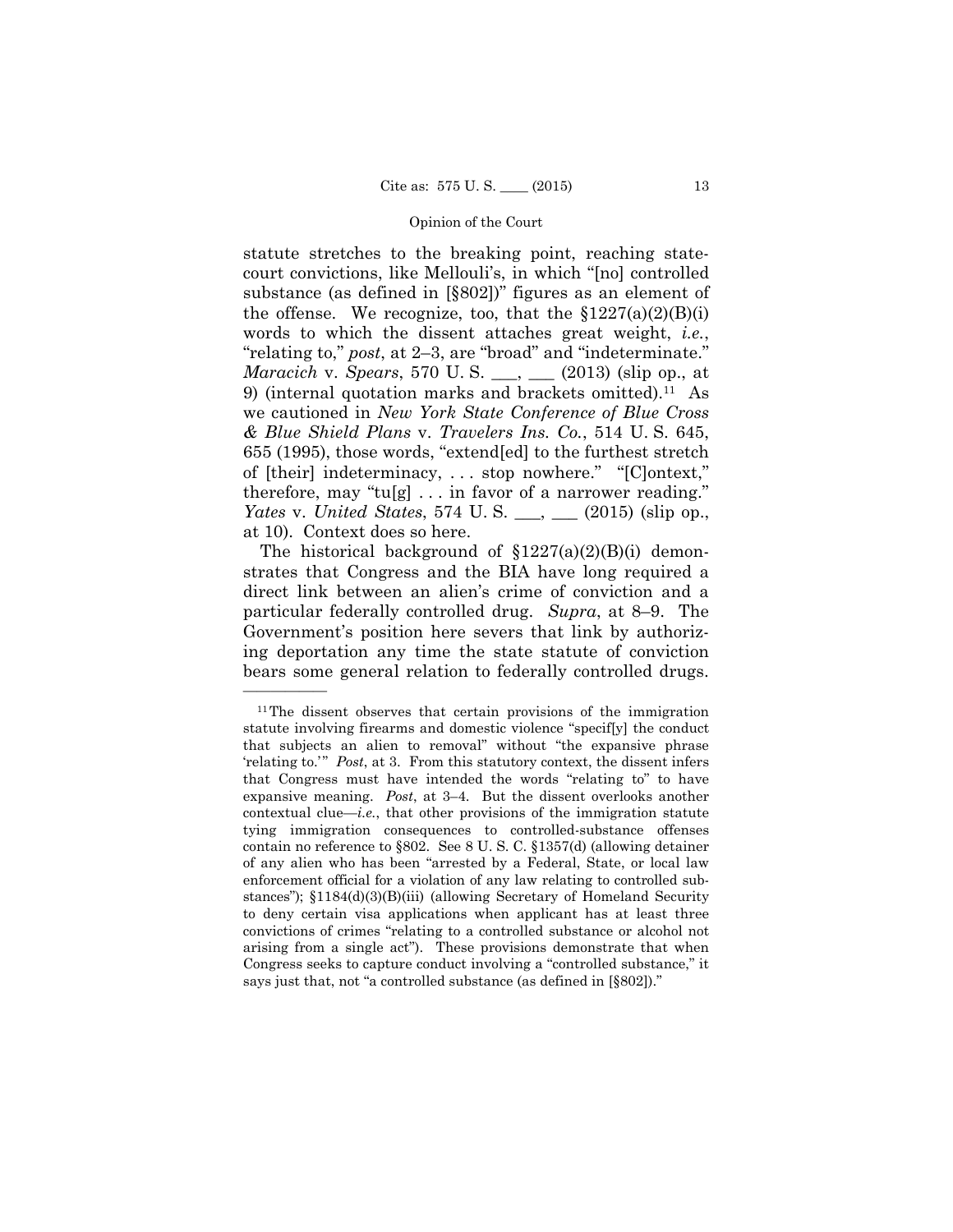statute stretches to the breaking point, reaching state-court convictions, like Mellouli's, in which "[no] controlled substance (as defined in [§802])" figures as an element of the offense. We recognize, too, that the §1227(a)(2)(B)(i) words to which the dissent attaches great weight, *i.e.*, "relating to," *post*, at 2–3, are "broad" and "indeterminate." *Maracich* v. *Spears*, 570 U. S. ___, ___ (2013) (slip op., at 9) (internal quotation marks and brackets omitted).[11] As we cautioned in *New York State Conference of Blue Cross & Blue Shield Plans* v. *Travelers Ins. Co.*, 514 U. S. 645, 655 (1995), those words, "extend[ed] to the furthest stretch of [their] indeterminacy, . . . stop nowhere." "[C]ontext," therefore, may "tu[g] . . . in favor of a narrower reading." *Yates* v. *United States*, 574 U. S. ___, ___ (2015) (slip op., at 10). Context does so here.

The historical background of §1227(a)(2)(B)(i) demonstrates that Congress and the BIA have long required a direct link between an alien's crime of conviction and a particular federally controlled drug. *Supra*, at 8–9. The Government's position here severs that link by authorizing deportation any time the state statute of conviction bears some general relation to federally controlled drugs.

---

[11] The dissent observes that certain provisions of the immigration statute involving firearms and domestic violence "specif[y] the conduct that subjects an alien to removal" without "the expansive phrase 'relating to.'" *Post*, at 3. From this statutory context, the dissent infers that Congress must have intended the words "relating to" to have expansive meaning. *Post*, at 3–4. But the dissent overlooks another contextual clue—*i.e.*, that other provisions of the immigration statute tying immigration consequences to controlled-substance offenses contain no reference to §802. See 8 U. S. C. §1357(d) (allowing detainer of any alien who has been "arrested by a Federal, State, or local law enforcement official for a violation of any law relating to controlled substances"); §1184(d)(3)(B)(iii) (allowing Secretary of Homeland Security to deny certain visa applications when applicant has at least three convictions of crimes "relating to a controlled substance or alcohol not arising from a single act"). These provisions demonstrate that when Congress seeks to capture conduct involving a "controlled substance," it says just that, not "a controlled substance (as defined in [§802])."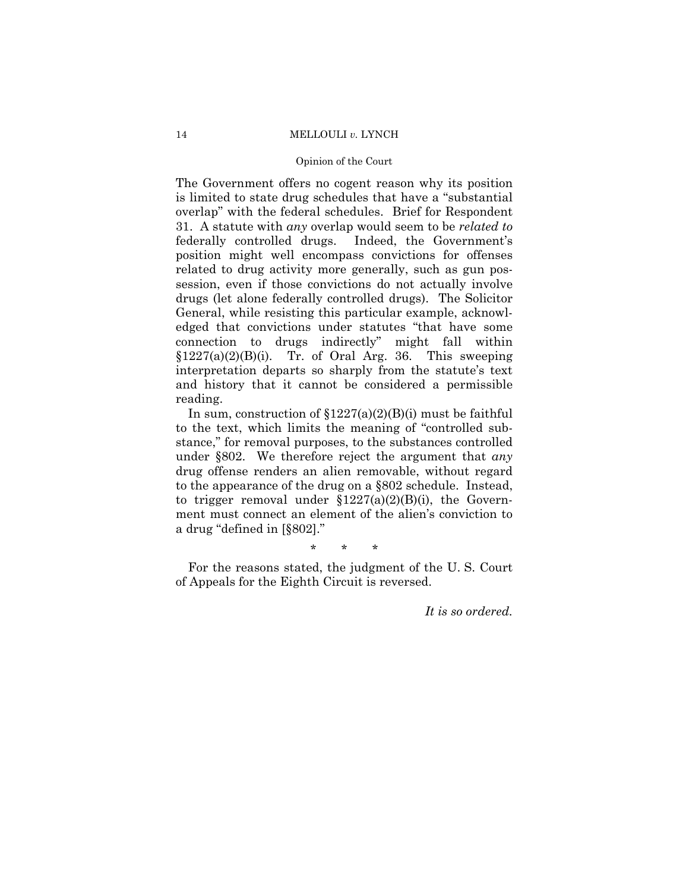The Government offers no cogent reason why its position is limited to state drug schedules that have a "substantial overlap" with the federal schedules. Brief for Respondent 31. A statute with *any* overlap would seem to be *related to* federally controlled drugs. Indeed, the Government's position might well encompass convictions for offenses related to drug activity more generally, such as gun possession, even if those convictions do not actually involve drugs (let alone federally controlled drugs). The Solicitor General, while resisting this particular example, acknowledged that convictions under statutes "that have some connection to drugs indirectly" might fall within §1227(a)(2)(B)(i). Tr. of Oral Arg. 36. This sweeping interpretation departs so sharply from the statute's text and history that it cannot be considered a permissible reading.

In sum, construction of §1227(a)(2)(B)(i) must be faithful to the text, which limits the meaning of "controlled substance," for removal purposes, to the substances controlled under §802. We therefore reject the argument that *any* drug offense renders an alien removable, without regard to the appearance of the drug on a §802 schedule. Instead, to trigger removal under §1227(a)(2)(B)(i), the Government must connect an element of the alien's conviction to a drug "defined in [§802]."

\* \* \*

For the reasons stated, the judgment of the U. S. Court of Appeals for the Eighth Circuit is reversed.

*It is so ordered.*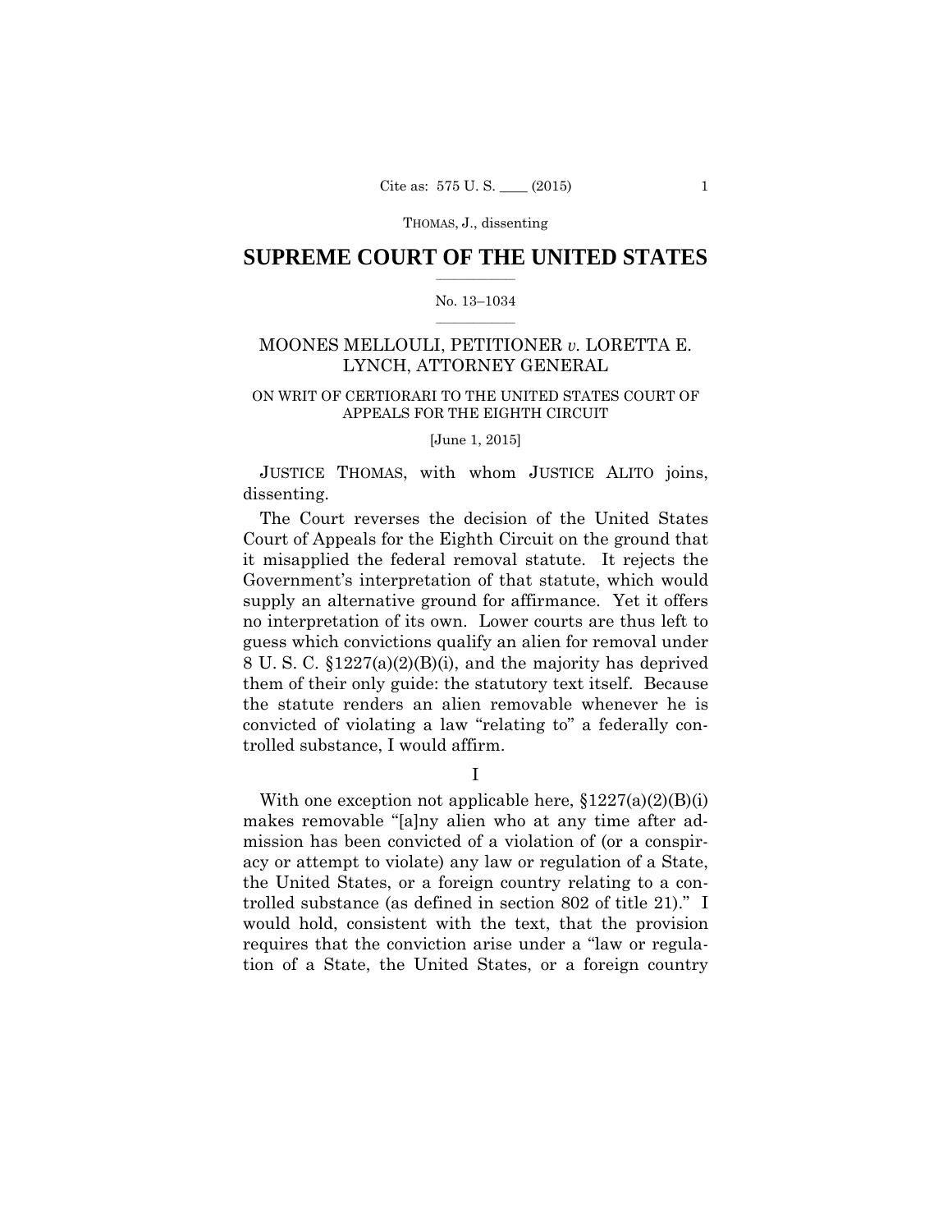THOMAS, J., dissenting

# SUPREME COURT OF THE UNITED STATES

No. 13–1034

## MOONES MELLOULI, PETITIONER *v.* LORETTA E. LYNCH, ATTORNEY GENERAL

ON WRIT OF CERTIORARI TO THE UNITED STATES COURT OF APPEALS FOR THE EIGHTH CIRCUIT

[June 1, 2015]

JUSTICE THOMAS, with whom JUSTICE ALITO joins, dissenting.

The Court reverses the decision of the United States Court of Appeals for the Eighth Circuit on the ground that it misapplied the federal removal statute. It rejects the Government's interpretation of that statute, which would supply an alternative ground for affirmance. Yet it offers no interpretation of its own. Lower courts are thus left to guess which convictions qualify an alien for removal under 8 U. S. C. §1227(a)(2)(B)(i), and the majority has deprived them of their only guide: the statutory text itself. Because the statute renders an alien removable whenever he is convicted of violating a law "relating to" a federally controlled substance, I would affirm.

I

With one exception not applicable here, §1227(a)(2)(B)(i) makes removable "[a]ny alien who at any time after admission has been convicted of a violation of (or a conspiracy or attempt to violate) any law or regulation of a State, the United States, or a foreign country relating to a controlled substance (as defined in section 802 of title 21)." I would hold, consistent with the text, that the provision requires that the conviction arise under a "law or regulation of a State, the United States, or a foreign country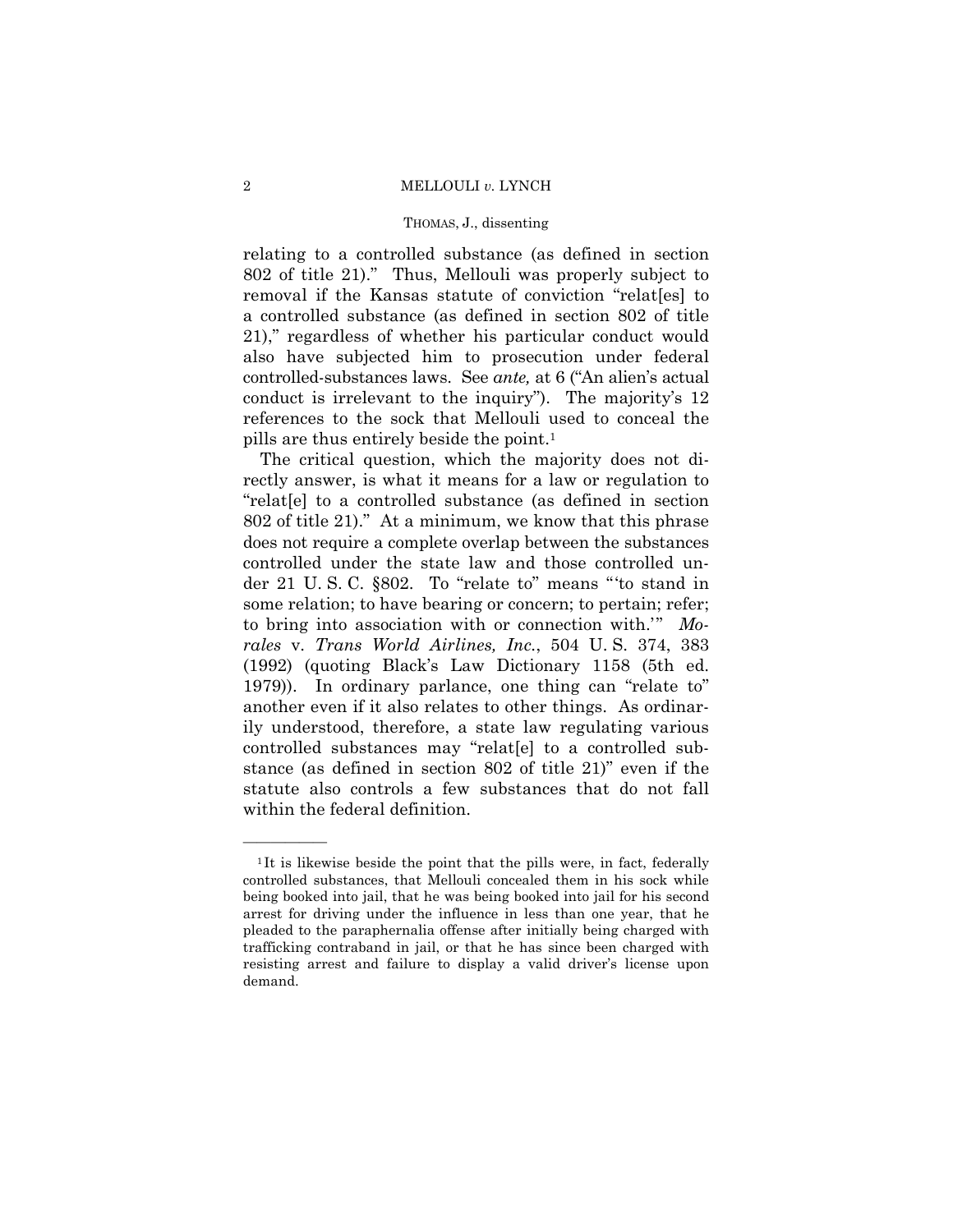relating to a controlled substance (as defined in section 802 of title 21)." Thus, Mellouli was properly subject to removal if the Kansas statute of conviction "relat[es] to a controlled substance (as defined in section 802 of title 21)," regardless of whether his particular conduct would also have subjected him to prosecution under federal controlled-substances laws. See *ante,* at 6 ("An alien's actual conduct is irrelevant to the inquiry"). The majority's 12 references to the sock that Mellouli used to conceal the pills are thus entirely beside the point.[1]

The critical question, which the majority does not directly answer, is what it means for a law or regulation to "relat[e] to a controlled substance (as defined in section 802 of title 21)." At a minimum, we know that this phrase does not require a complete overlap between the substances controlled under the state law and those controlled under 21 U. S. C. §802. To "relate to" means "'to stand in some relation; to have bearing or concern; to pertain; refer; to bring into association with or connection with.'" *Morales* v. *Trans World Airlines, Inc.*, 504 U. S. 374, 383 (1992) (quoting Black's Law Dictionary 1158 (5th ed. 1979)). In ordinary parlance, one thing can "relate to" another even if it also relates to other things. As ordinarily understood, therefore, a state law regulating various controlled substances may "relat[e] to a controlled substance (as defined in section 802 of title 21)" even if the statute also controls a few substances that do not fall within the federal definition.

---

[1] It is likewise beside the point that the pills were, in fact, federally controlled substances, that Mellouli concealed them in his sock while being booked into jail, that he was being booked into jail for his second arrest for driving under the influence in less than one year, that he pleaded to the paraphernalia offense after initially being charged with trafficking contraband in jail, or that he has since been charged with resisting arrest and failure to display a valid driver's license upon demand.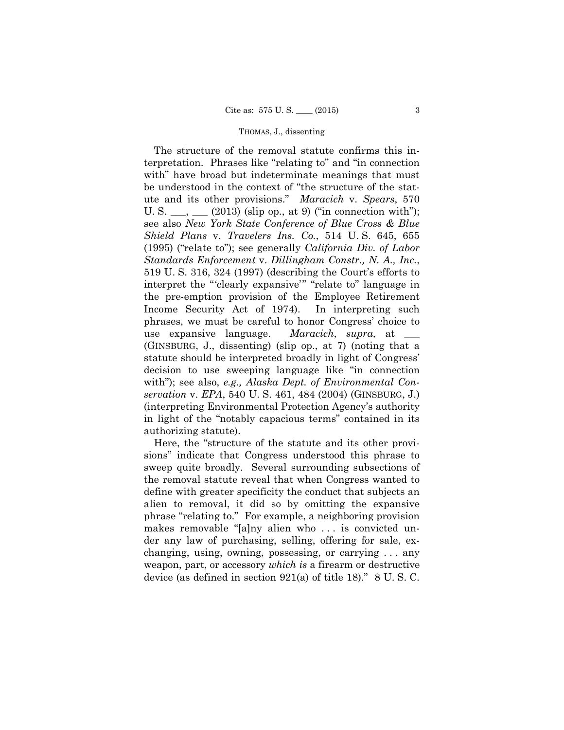The structure of the removal statute confirms this interpretation. Phrases like "relating to" and "in connection with" have broad but indeterminate meanings that must be understood in the context of "the structure of the statute and its other provisions." *Maracich* v. *Spears*, 570 U. S. \_\_\_, \_\_\_ (2013) (slip op., at 9) ("in connection with"); see also *New York State Conference of Blue Cross & Blue Shield Plans* v. *Travelers Ins. Co.*, 514 U. S. 645, 655 (1995) ("relate to"); see generally *California Div. of Labor Standards Enforcement* v. *Dillingham Constr., N. A., Inc.*, 519 U. S. 316, 324 (1997) (describing the Court's efforts to interpret the "'clearly expansive'" "relate to" language in the pre-emption provision of the Employee Retirement Income Security Act of 1974). In interpreting such phrases, we must be careful to honor Congress' choice to use expansive language. *Maracich*, *supra,* at \_\_\_ (GINSBURG, J., dissenting) (slip op., at 7) (noting that a statute should be interpreted broadly in light of Congress' decision to use sweeping language like "in connection with"); see also, *e.g., Alaska Dept. of Environmental Conservation* v. *EPA*, 540 U. S. 461, 484 (2004) (GINSBURG, J.) (interpreting Environmental Protection Agency's authority in light of the "notably capacious terms" contained in its authorizing statute).

Here, the "structure of the statute and its other provisions" indicate that Congress understood this phrase to sweep quite broadly. Several surrounding subsections of the removal statute reveal that when Congress wanted to define with greater specificity the conduct that subjects an alien to removal, it did so by omitting the expansive phrase "relating to." For example, a neighboring provision makes removable "[a]ny alien who . . . is convicted under any law of purchasing, selling, offering for sale, exchanging, using, owning, possessing, or carrying . . . any weapon, part, or accessory *which is* a firearm or destructive device (as defined in section 921(a) of title 18)." 8 U. S. C.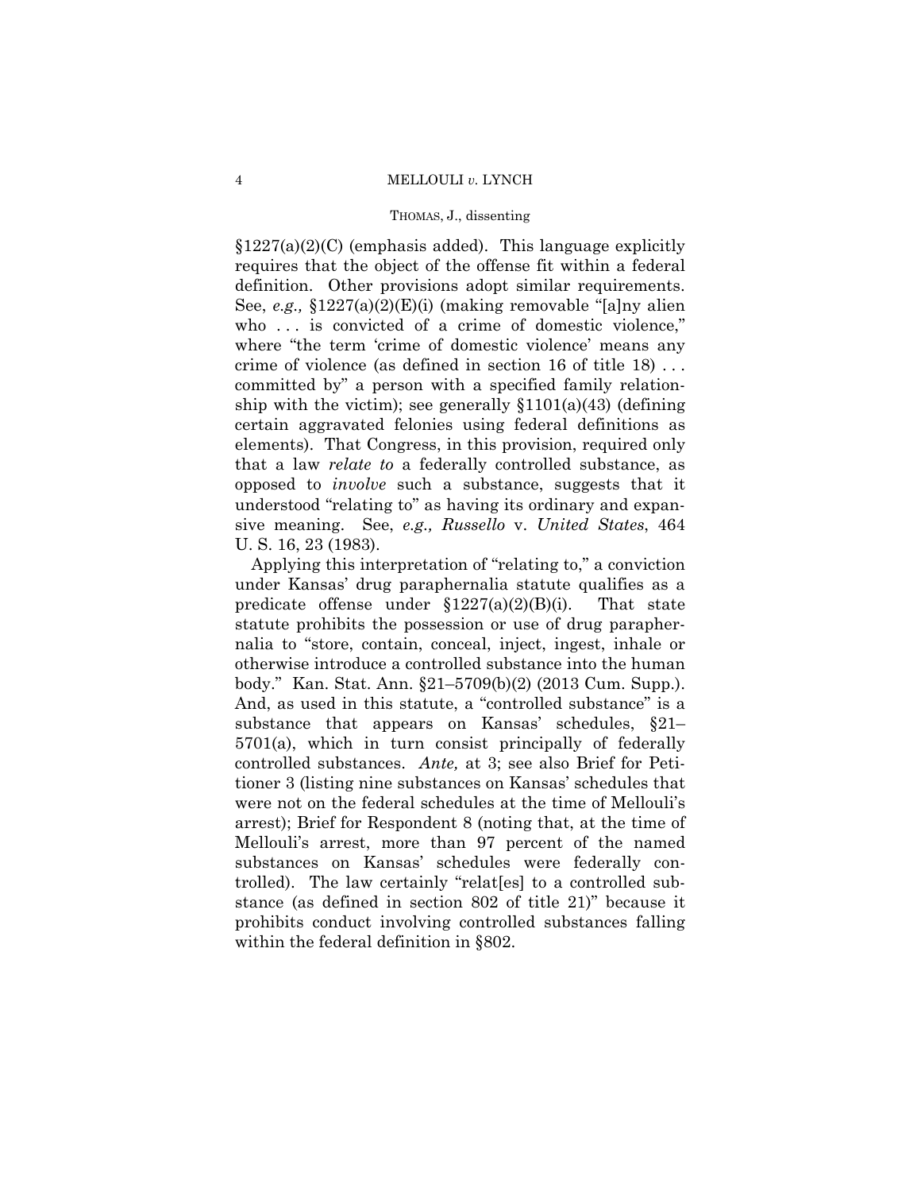§1227(a)(2)(C) (emphasis added). This language explicitly requires that the object of the offense fit within a federal definition. Other provisions adopt similar requirements. See, *e.g.,* §1227(a)(2)(E)(i) (making removable "[a]ny alien who . . . is convicted of a crime of domestic violence," where "the term 'crime of domestic violence' means any crime of violence (as defined in section 16 of title 18) . . . committed by" a person with a specified family relationship with the victim); see generally §1101(a)(43) (defining certain aggravated felonies using federal definitions as elements). That Congress, in this provision, required only that a law *relate to* a federally controlled substance, as opposed to *involve* such a substance, suggests that it understood "relating to" as having its ordinary and expansive meaning. See, *e.g., Russello* v. *United States*, 464 U. S. 16, 23 (1983).

Applying this interpretation of "relating to," a conviction under Kansas' drug paraphernalia statute qualifies as a predicate offense under §1227(a)(2)(B)(i). That state statute prohibits the possession or use of drug paraphernalia to "store, contain, conceal, inject, ingest, inhale or otherwise introduce a controlled substance into the human body." Kan. Stat. Ann. §21–5709(b)(2) (2013 Cum. Supp.). And, as used in this statute, a "controlled substance" is a substance that appears on Kansas' schedules, §21–5701(a), which in turn consist principally of federally controlled substances. *Ante,* at 3; see also Brief for Petitioner 3 (listing nine substances on Kansas' schedules that were not on the federal schedules at the time of Mellouli's arrest); Brief for Respondent 8 (noting that, at the time of Mellouli's arrest, more than 97 percent of the named substances on Kansas' schedules were federally controlled). The law certainly "relat[es] to a controlled substance (as defined in section 802 of title 21)" because it prohibits conduct involving controlled substances falling within the federal definition in §802.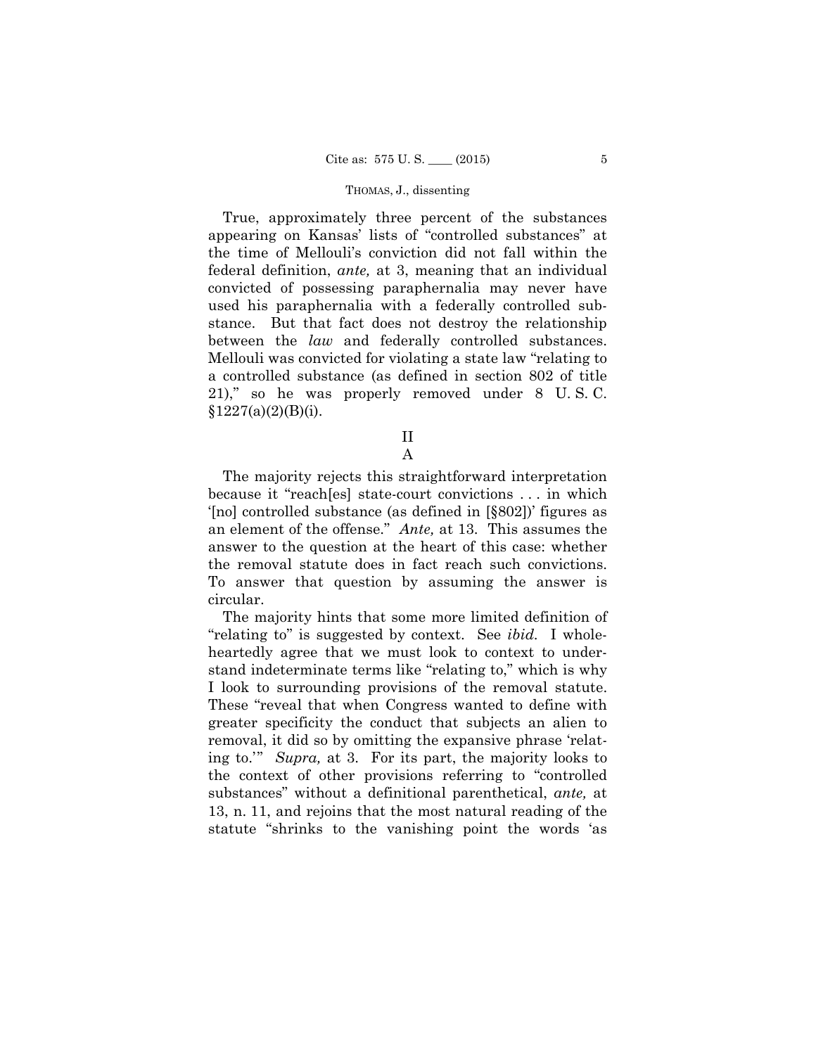True, approximately three percent of the substances appearing on Kansas' lists of "controlled substances" at the time of Mellouli's conviction did not fall within the federal definition, *ante,* at 3, meaning that an individual convicted of possessing paraphernalia may never have used his paraphernalia with a federally controlled substance. But that fact does not destroy the relationship between the *law* and federally controlled substances. Mellouli was convicted for violating a state law "relating to a controlled substance (as defined in section 802 of title 21)," so he was properly removed under 8 U. S. C. §1227(a)(2)(B)(i).

## II

### A

The majority rejects this straightforward interpretation because it "reach[es] state-court convictions . . . in which '[no] controlled substance (as defined in [§802])' figures as an element of the offense." *Ante,* at 13. This assumes the answer to the question at the heart of this case: whether the removal statute does in fact reach such convictions. To answer that question by assuming the answer is circular.

The majority hints that some more limited definition of "relating to" is suggested by context. See *ibid.* I wholeheartedly agree that we must look to context to understand indeterminate terms like "relating to," which is why I look to surrounding provisions of the removal statute. These "reveal that when Congress wanted to define with greater specificity the conduct that subjects an alien to removal, it did so by omitting the expansive phrase 'relating to.'" *Supra,* at 3. For its part, the majority looks to the context of other provisions referring to "controlled substances" without a definitional parenthetical, *ante,* at 13, n. 11, and rejoins that the most natural reading of the statute "shrinks to the vanishing point the words 'as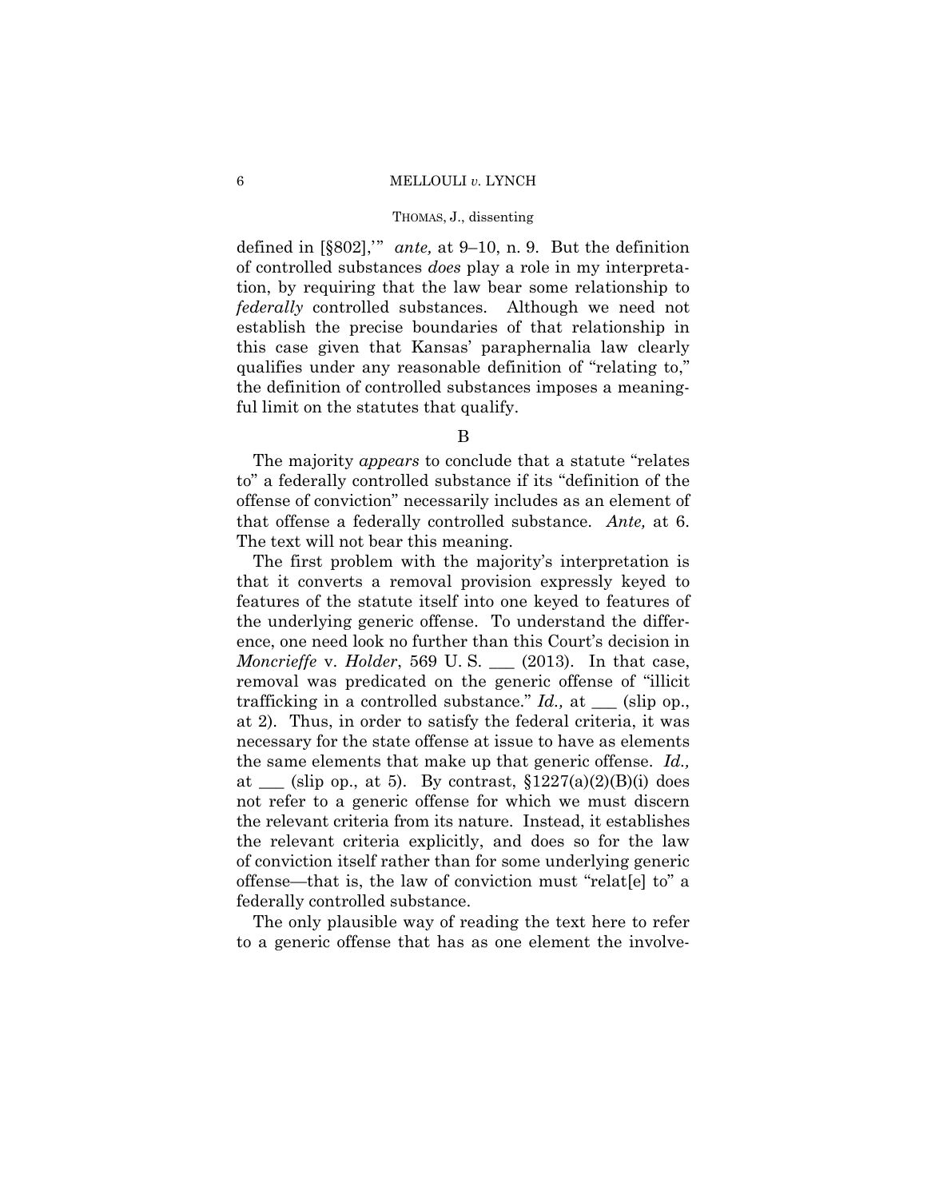defined in [§802],'" *ante,* at 9–10, n. 9. But the definition of controlled substances *does* play a role in my interpretation, by requiring that the law bear some relationship to *federally* controlled substances. Although we need not establish the precise boundaries of that relationship in this case given that Kansas' paraphernalia law clearly qualifies under any reasonable definition of "relating to," the definition of controlled substances imposes a meaningful limit on the statutes that qualify.

B

The majority *appears* to conclude that a statute "relates to" a federally controlled substance if its "definition of the offense of conviction" necessarily includes as an element of that offense a federally controlled substance. *Ante,* at 6. The text will not bear this meaning.

The first problem with the majority's interpretation is that it converts a removal provision expressly keyed to features of the statute itself into one keyed to features of the underlying generic offense. To understand the difference, one need look no further than this Court's decision in *Moncrieffe* v. *Holder*, 569 U. S. ___ (2013). In that case, removal was predicated on the generic offense of "illicit trafficking in a controlled substance." *Id.,* at ___ (slip op., at 2). Thus, in order to satisfy the federal criteria, it was necessary for the state offense at issue to have as elements the same elements that make up that generic offense. *Id.,* at ___ (slip op., at 5). By contrast, §1227(a)(2)(B)(i) does not refer to a generic offense for which we must discern the relevant criteria from its nature. Instead, it establishes the relevant criteria explicitly, and does so for the law of conviction itself rather than for some underlying generic offense—that is, the law of conviction must "relat[e] to" a federally controlled substance.

The only plausible way of reading the text here to refer to a generic offense that has as one element the involve-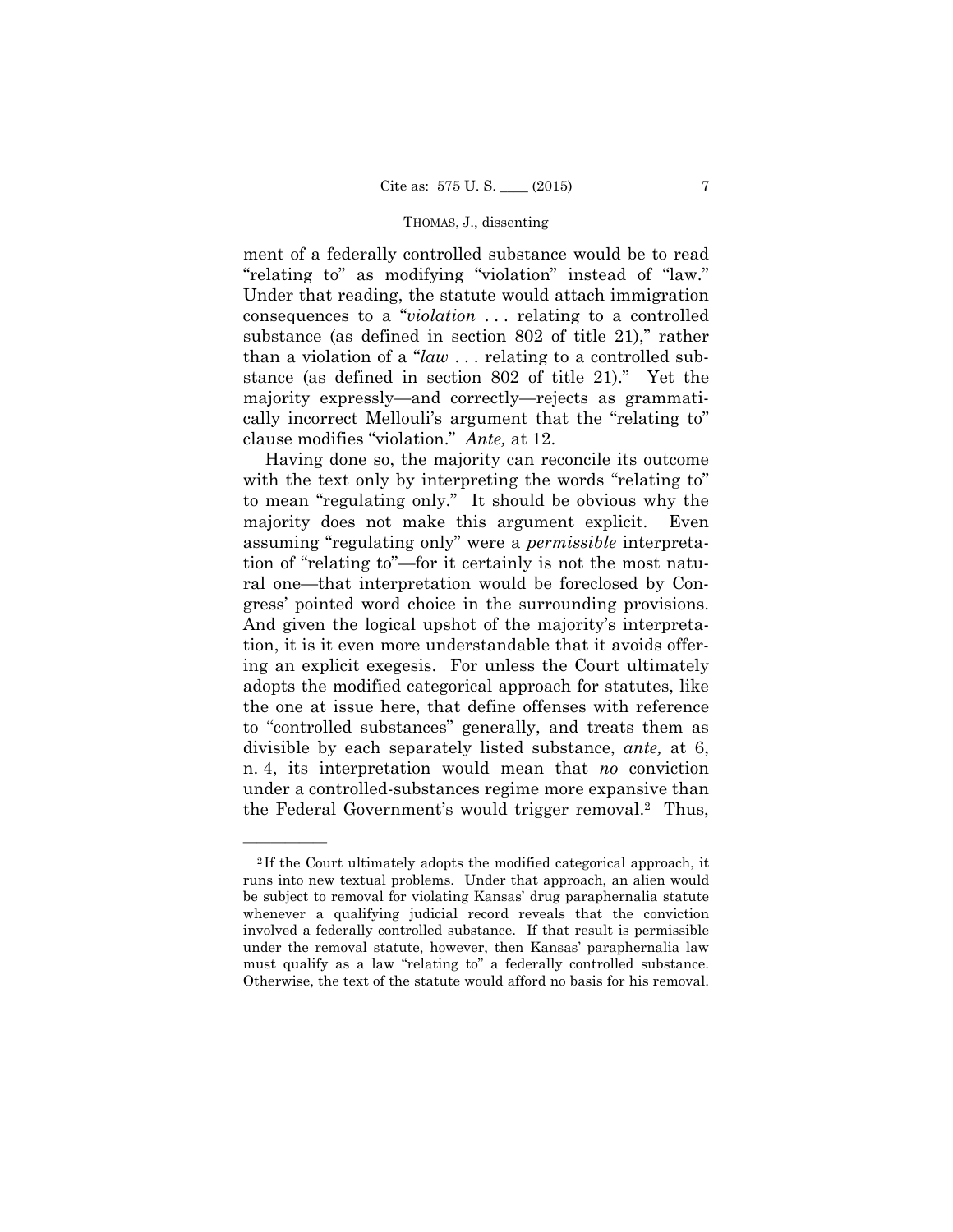ment of a federally controlled substance would be to read "relating to" as modifying "violation" instead of "law." Under that reading, the statute would attach immigration consequences to a "*violation* . . . relating to a controlled substance (as defined in section 802 of title 21)," rather than a violation of a "*law* . . . relating to a controlled substance (as defined in section 802 of title 21)." Yet the majority expressly—and correctly—rejects as grammatically incorrect Mellouli's argument that the "relating to" clause modifies "violation." *Ante,* at 12.

Having done so, the majority can reconcile its outcome with the text only by interpreting the words "relating to" to mean "regulating only." It should be obvious why the majority does not make this argument explicit. Even assuming "regulating only" were a *permissible* interpretation of "relating to"—for it certainly is not the most natural one—that interpretation would be foreclosed by Congress' pointed word choice in the surrounding provisions. And given the logical upshot of the majority's interpretation, it is it even more understandable that it avoids offering an explicit exegesis. For unless the Court ultimately adopts the modified categorical approach for statutes, like the one at issue here, that define offenses with reference to "controlled substances" generally, and treats them as divisible by each separately listed substance, *ante,* at 6, n. 4, its interpretation would mean that *no* conviction under a controlled-substances regime more expansive than the Federal Government's would trigger removal.[2] Thus,

---

[2] If the Court ultimately adopts the modified categorical approach, it runs into new textual problems. Under that approach, an alien would be subject to removal for violating Kansas' drug paraphernalia statute whenever a qualifying judicial record reveals that the conviction involved a federally controlled substance. If that result is permissible under the removal statute, however, then Kansas' paraphernalia law must qualify as a law "relating to" a federally controlled substance. Otherwise, the text of the statute would afford no basis for his removal.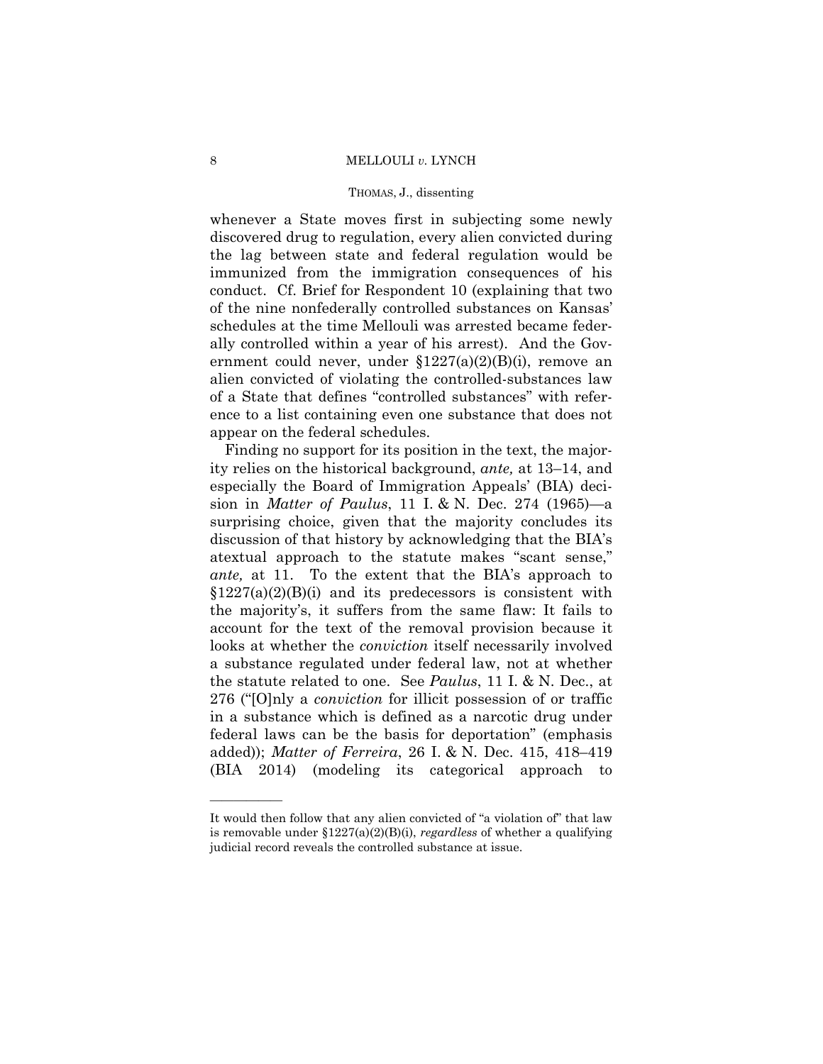whenever a State moves first in subjecting some newly discovered drug to regulation, every alien convicted during the lag between state and federal regulation would be immunized from the immigration consequences of his conduct. Cf. Brief for Respondent 10 (explaining that two of the nine nonfederally controlled substances on Kansas' schedules at the time Mellouli was arrested became federally controlled within a year of his arrest). And the Government could never, under §1227(a)(2)(B)(i), remove an alien convicted of violating the controlled-substances law of a State that defines "controlled substances" with reference to a list containing even one substance that does not appear on the federal schedules.

Finding no support for its position in the text, the majority relies on the historical background, *ante,* at 13–14, and especially the Board of Immigration Appeals' (BIA) decision in *Matter of Paulus*, 11 I. & N. Dec. 274 (1965)—a surprising choice, given that the majority concludes its discussion of that history by acknowledging that the BIA's atextual approach to the statute makes "scant sense," *ante,* at 11. To the extent that the BIA's approach to §1227(a)(2)(B)(i) and its predecessors is consistent with the majority's, it suffers from the same flaw: It fails to account for the text of the removal provision because it looks at whether the *conviction* itself necessarily involved a substance regulated under federal law, not at whether the statute related to one. See *Paulus*, 11 I. & N. Dec., at 276 ("[O]nly a *conviction* for illicit possession of or traffic in a substance which is defined as a narcotic drug under federal laws can be the basis for deportation" (emphasis added)); *Matter of Ferreira*, 26 I. & N. Dec. 415, 418–419 (BIA 2014) (modeling its categorical approach to

---

It would then follow that any alien convicted of "a violation of" that law is removable under §1227(a)(2)(B)(i), *regardless* of whether a qualifying judicial record reveals the controlled substance at issue.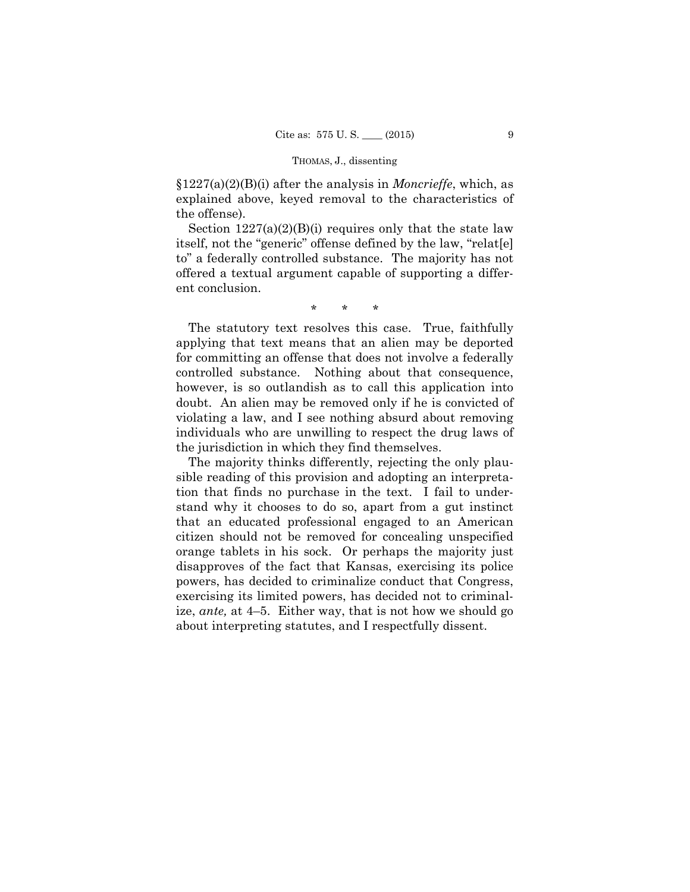§1227(a)(2)(B)(i) after the analysis in *Moncrieffe*, which, as explained above, keyed removal to the characteristics of the offense).

Section 1227(a)(2)(B)(i) requires only that the state law itself, not the "generic" offense defined by the law, "relat[e] to" a federally controlled substance. The majority has not offered a textual argument capable of supporting a different conclusion.

\* \* \*

The statutory text resolves this case. True, faithfully applying that text means that an alien may be deported for committing an offense that does not involve a federally controlled substance. Nothing about that consequence, however, is so outlandish as to call this application into doubt. An alien may be removed only if he is convicted of violating a law, and I see nothing absurd about removing individuals who are unwilling to respect the drug laws of the jurisdiction in which they find themselves.

The majority thinks differently, rejecting the only plausible reading of this provision and adopting an interpretation that finds no purchase in the text. I fail to understand why it chooses to do so, apart from a gut instinct that an educated professional engaged to an American citizen should not be removed for concealing unspecified orange tablets in his sock. Or perhaps the majority just disapproves of the fact that Kansas, exercising its police powers, has decided to criminalize conduct that Congress, exercising its limited powers, has decided not to criminalize, *ante,* at 4–5. Either way, that is not how we should go about interpreting statutes, and I respectfully dissent.